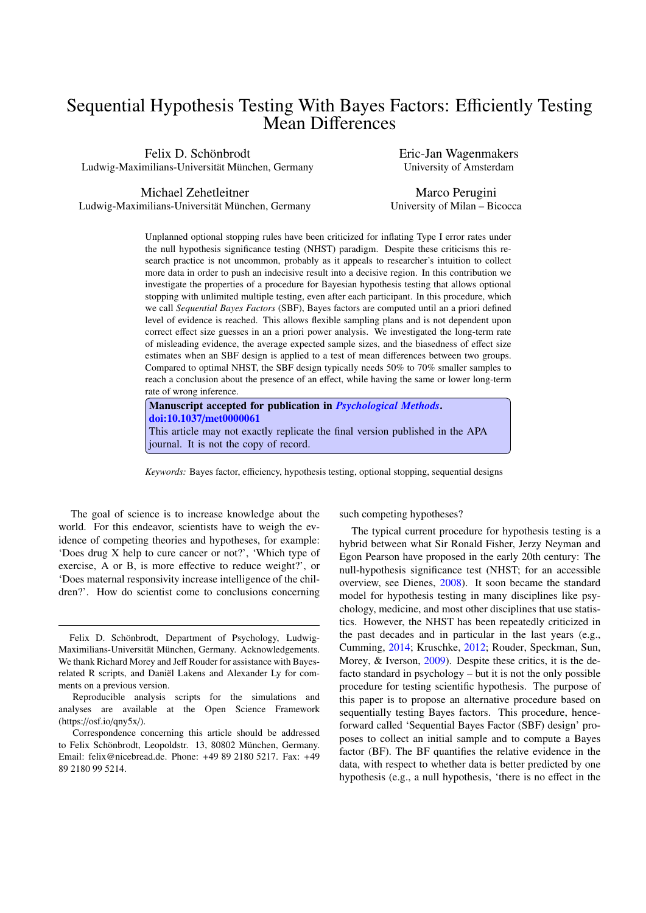# Sequential Hypothesis Testing With Bayes Factors: Efficiently Testing Mean Differences

Felix D. Schönbrodt
Ludwig-Maximilians-Universität München, Germany

Eric-Jan Wagenmakers
University of Amsterdam

Michael Zehetleitner
Ludwig-Maximilians-Universität München, Germany

Marco Perugini
University of Milan – Bicocca

Unplanned optional stopping rules have been criticized for inflating Type I error rates under the null hypothesis significance testing (NHST) paradigm. Despite these criticisms this research practice is not uncommon, probably as it appeals to researcher's intuition to collect more data in order to push an indecisive result into a decisive region. In this contribution we investigate the properties of a procedure for Bayesian hypothesis testing that allows optional stopping with unlimited multiple testing, even after each participant. In this procedure, which we call *Sequential Bayes Factors* (SBF), Bayes factors are computed until an a priori defined level of evidence is reached. This allows flexible sampling plans and is not dependent upon correct effect size guesses in an a priori power analysis. We investigated the long-term rate of misleading evidence, the average expected sample sizes, and the biasedness of effect size estimates when an SBF design is applied to a test of mean differences between two groups. Compared to optimal NHST, the SBF design typically needs 50% to 70% smaller samples to reach a conclusion about the presence of an effect, while having the same or lower long-term rate of wrong inference.

**Manuscript accepted for publication in *Psychological Methods*. doi:10.1037/met0000061**
This article may not exactly replicate the final version published in the APA journal. It is not the copy of record.

*Keywords:* Bayes factor, efficiency, hypothesis testing, optional stopping, sequential designs

The goal of science is to increase knowledge about the world. For this endeavor, scientists have to weigh the evidence of competing theories and hypotheses, for example: 'Does drug X help to cure cancer or not?', 'Which type of exercise, A or B, is more effective to reduce weight?', or 'Does maternal responsivity increase intelligence of the children?'. How do scientist come to conclusions concerning such competing hypotheses?

The typical current procedure for hypothesis testing is a hybrid between what Sir Ronald Fisher, Jerzy Neyman and Egon Pearson have proposed in the early 20th century: The null-hypothesis significance test (NHST; for an accessible overview, see Dienes, 2008). It soon became the standard model for hypothesis testing in many disciplines like psychology, medicine, and most other disciplines that use statistics. However, the NHST has been repeatedly criticized in the past decades and in particular in the last years (e.g., Cumming, 2014; Kruschke, 2012; Rouder, Speckman, Sun, Morey, & Iverson, 2009). Despite these critics, it is the defacto standard in psychology – but it is not the only possible procedure for testing scientific hypothesis. The purpose of this paper is to propose an alternative procedure based on sequentially testing Bayes factors. This procedure, henceforward called 'Sequential Bayes Factor (SBF) design' proposes to collect an initial sample and to compute a Bayes factor (BF). The BF quantifies the relative evidence in the data, with respect to whether data is better predicted by one hypothesis (e.g., a null hypothesis, 'there is no effect in the

---

Felix D. Schönbrodt, Department of Psychology, Ludwig-Maximilians-Universität München, Germany. Acknowledgements. We thank Richard Morey and Jeff Rouder for assistance with Bayes-related R scripts, and Daniël Lakens and Alexander Ly for comments on a previous version.

Reproducible analysis scripts for the simulations and analyses are available at the Open Science Framework (https://osf.io/qny5x/).

Correspondence concerning this article should be addressed to Felix Schönbrodt, Leopoldstr. 13, 80802 München, Germany. Email: felix@nicebread.de. Phone: +49 89 2180 5217. Fax: +49 89 2180 99 5214.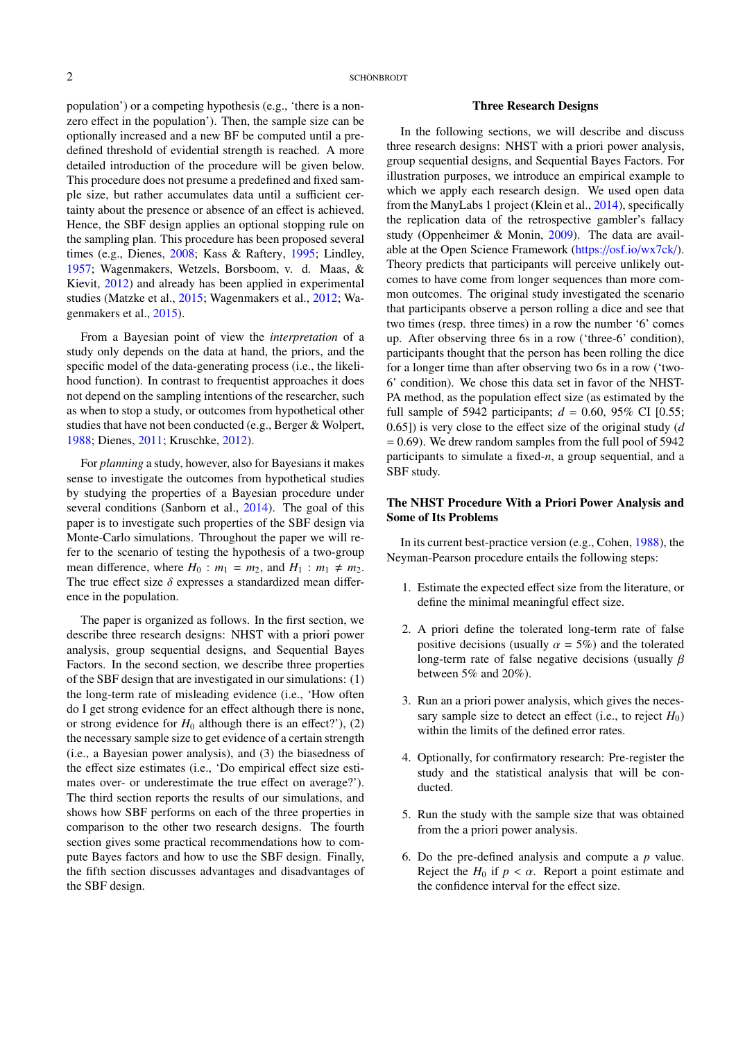population') or a competing hypothesis (e.g., 'there is a non-zero effect in the population'). Then, the sample size can be optionally increased and a new BF be computed until a pre-defined threshold of evidential strength is reached. A more detailed introduction of the procedure will be given below. This procedure does not presume a predefined and fixed sample size, but rather accumulates data until a sufficient certainty about the presence or absence of an effect is achieved. Hence, the SBF design applies an optional stopping rule on the sampling plan. This procedure has been proposed several times (e.g., Dienes, 2008; Kass & Raftery, 1995; Lindley, 1957; Wagenmakers, Wetzels, Borsboom, v. d. Maas, & Kievit, 2012) and already has been applied in experimental studies (Matzke et al., 2015; Wagenmakers et al., 2012; Wagenmakers et al., 2015).

From a Bayesian point of view the *interpretation* of a study only depends on the data at hand, the priors, and the specific model of the data-generating process (i.e., the likelihood function). In contrast to frequentist approaches it does not depend on the sampling intentions of the researcher, such as when to stop a study, or outcomes from hypothetical other studies that have not been conducted (e.g., Berger & Wolpert, 1988; Dienes, 2011; Kruschke, 2012).

For *planning* a study, however, also for Bayesians it makes sense to investigate the outcomes from hypothetical studies by studying the properties of a Bayesian procedure under several conditions (Sanborn et al., 2014). The goal of this paper is to investigate such properties of the SBF design via Monte-Carlo simulations. Throughout the paper we will refer to the scenario of testing the hypothesis of a two-group mean difference, where $H_0 : m_1 = m_2$, and $H_1 : m_1 \neq m_2$. The true effect size $\delta$ expresses a standardized mean difference in the population.

The paper is organized as follows. In the first section, we describe three research designs: NHST with a priori power analysis, group sequential designs, and Sequential Bayes Factors. In the second section, we describe three properties of the SBF design that are investigated in our simulations: (1) the long-term rate of misleading evidence (i.e., 'How often do I get strong evidence for an effect although there is none, or strong evidence for $H_0$ although there is an effect?'), (2) the necessary sample size to get evidence of a certain strength (i.e., a Bayesian power analysis), and (3) the biasedness of the effect size estimates (i.e., 'Do empirical effect size estimates over- or underestimate the true effect on average?'). The third section reports the results of our simulations, and shows how SBF performs on each of the three properties in comparison to the other two research designs. The fourth section gives some practical recommendations how to compute Bayes factors and how to use the SBF design. Finally, the fifth section discusses advantages and disadvantages of the SBF design.

## Three Research Designs

In the following sections, we will describe and discuss three research designs: NHST with a priori power analysis, group sequential designs, and Sequential Bayes Factors. For illustration purposes, we introduce an empirical example to which we apply each research design. We used open data from the ManyLabs 1 project (Klein et al., 2014), specifically the replication data of the retrospective gambler's fallacy study (Oppenheimer & Monin, 2009). The data are available at the Open Science Framework (https://osf.io/wx7ck/). Theory predicts that participants will perceive unlikely outcomes to have come from longer sequences than more common outcomes. The original study investigated the scenario that participants observe a person rolling a dice and see that two times (resp. three times) in a row the number '6' comes up. After observing three 6s in a row ('three-6' condition), participants thought that the person has been rolling the dice for a longer time than after observing two 6s in a row ('two-6' condition). We chose this data set in favor of the NHST-PA method, as the population effect size (as estimated by the full sample of 5942 participants; $d$ = 0.60, 95% CI [0.55; 0.65]) is very close to the effect size of the original study ($d$ = 0.69). We drew random samples from the full pool of 5942 participants to simulate a fixed-$n$, a group sequential, and a SBF study.

### The NHST Procedure With a Priori Power Analysis and Some of Its Problems

In its current best-practice version (e.g., Cohen, 1988), the Neyman-Pearson procedure entails the following steps:

1. Estimate the expected effect size from the literature, or define the minimal meaningful effect size.

2. A priori define the tolerated long-term rate of false positive decisions (usually $\alpha$ = 5%) and the tolerated long-term rate of false negative decisions (usually $\beta$ between 5% and 20%).

3. Run an a priori power analysis, which gives the necessary sample size to detect an effect (i.e., to reject $H_0$) within the limits of the defined error rates.

4. Optionally, for confirmatory research: Pre-register the study and the statistical analysis that will be conducted.

5. Run the study with the sample size that was obtained from the a priori power analysis.

6. Do the pre-defined analysis and compute a $p$ value. Reject the $H_0$ if $p < \alpha$. Report a point estimate and the confidence interval for the effect size.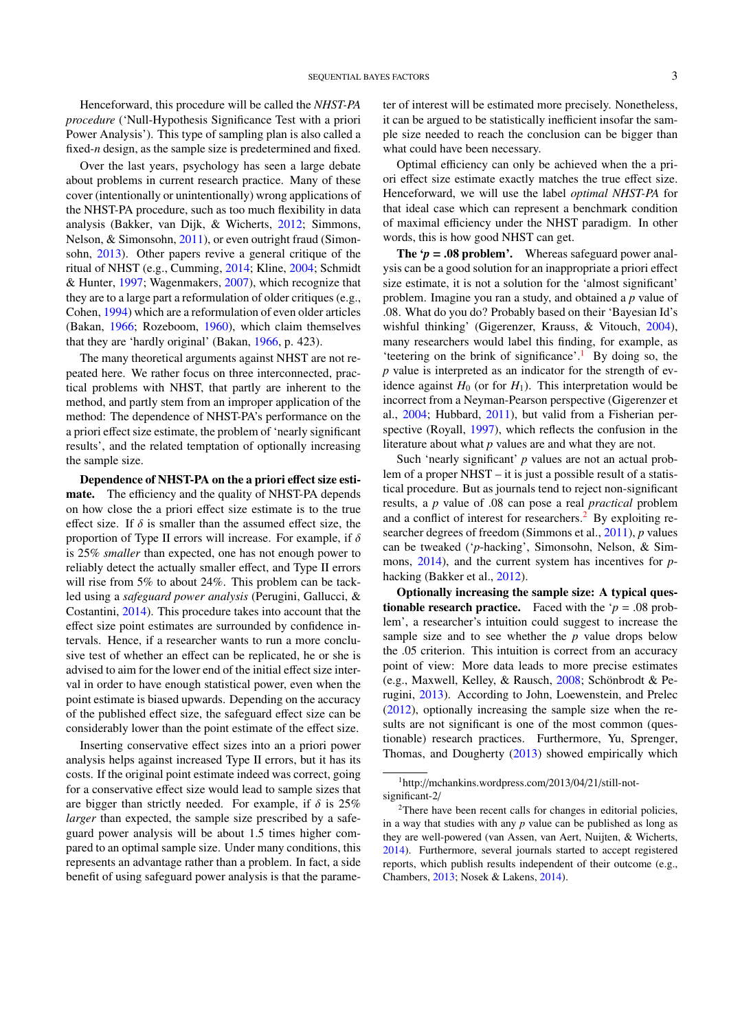Henceforward, this procedure will be called the *NHST-PA procedure* ('Null-Hypothesis Significance Test with a priori Power Analysis'). This type of sampling plan is also called a fixed-*n* design, as the sample size is predetermined and fixed.

Over the last years, psychology has seen a large debate about problems in current research practice. Many of these cover (intentionally or unintentionally) wrong applications of the NHST-PA procedure, such as too much flexibility in data analysis (Bakker, van Dijk, & Wicherts, 2012; Simmons, Nelson, & Simonsohn, 2011), or even outright fraud (Simonsohn, 2013). Other papers revive a general critique of the ritual of NHST (e.g., Cumming, 2014; Kline, 2004; Schmidt & Hunter, 1997; Wagenmakers, 2007), which recognize that they are to a large part a reformulation of older critiques (e.g., Cohen, 1994) which are a reformulation of even older articles (Bakan, 1966; Rozeboom, 1960), which claim themselves that they are 'hardly original' (Bakan, 1966, p. 423).

The many theoretical arguments against NHST are not repeated here. We rather focus on three interconnected, practical problems with NHST, that partly are inherent to the method, and partly stem from an improper application of the method: The dependence of NHST-PA's performance on the a priori effect size estimate, the problem of 'nearly significant results', and the related temptation of optionally increasing the sample size.

**Dependence of NHST-PA on the a priori effect size estimate.** The efficiency and the quality of NHST-PA depends on how close the a priori effect size estimate is to the true effect size. If $\delta$ is smaller than the assumed effect size, the proportion of Type II errors will increase. For example, if $\delta$ is 25% *smaller* than expected, one has not enough power to reliably detect the actually smaller effect, and Type II errors will rise from 5% to about 24%. This problem can be tackled using a *safeguard power analysis* (Perugini, Gallucci, & Costantini, 2014). This procedure takes into account that the effect size point estimates are surrounded by confidence intervals. Hence, if a researcher wants to run a more conclusive test of whether an effect can be replicated, he or she is advised to aim for the lower end of the initial effect size interval in order to have enough statistical power, even when the point estimate is biased upwards. Depending on the accuracy of the published effect size, the safeguard effect size can be considerably lower than the point estimate of the effect size.

Inserting conservative effect sizes into an a priori power analysis helps against increased Type II errors, but it has its costs. If the original point estimate was correct, going for a conservative effect size would lead to sample sizes that are bigger than strictly needed. For example, if $\delta$ is 25% *larger* than expected, the sample size prescribed by a safeguard power analysis will be about 1.5 times higher compared to an optimal sample size. Under many conditions, this represents an advantage rather than a problem. In fact, a side benefit of using safeguard power analysis is that the parameter of interest will be estimated more precisely. Nonetheless, it can be argued to be statistically inefficient insofar the sample size needed to reach the conclusion can be bigger than what could have been necessary.

Optimal efficiency can only be achieved when the a priori effect size estimate exactly matches the true effect size. Henceforward, we will use the label *optimal NHST-PA* for that ideal case which can represent a benchmark condition of maximal efficiency under the NHST paradigm. In other words, this is how good NHST can get.

**The '$p$ = .08 problem'.** Whereas safeguard power analysis can be a good solution for an inappropriate a priori effect size estimate, it is not a solution for the 'almost significant' problem. Imagine you ran a study, and obtained a $p$ value of .08. What do you do? Probably based on their 'Bayesian Id's wishful thinking' (Gigerenzer, Krauss, & Vitouch, 2004), many researchers would label this finding, for example, as 'teetering on the brink of significance'.[1] By doing so, the $p$ value is interpreted as an indicator for the strength of evidence against $H_0$ (or for $H_1$). This interpretation would be incorrect from a Neyman-Pearson perspective (Gigerenzer et al., 2004; Hubbard, 2011), but valid from a Fisherian perspective (Royall, 1997), which reflects the confusion in the literature about what $p$ values are and what they are not.

Such 'nearly significant' $p$ values are not an actual problem of a proper NHST – it is just a possible result of a statistical procedure. But as journals tend to reject non-significant results, a $p$ value of .08 can pose a real *practical* problem and a conflict of interest for researchers.[2] By exploiting researcher degrees of freedom (Simmons et al., 2011), $p$ values can be tweaked ('$p$-hacking', Simonsohn, Nelson, & Simmons, 2014), and the current system has incentives for $p$-hacking (Bakker et al., 2012).

**Optionally increasing the sample size: A typical questionable research practice.** Faced with the '$p$ = .08 problem', a researcher's intuition could suggest to increase the sample size and to see whether the $p$ value drops below the .05 criterion. This intuition is correct from an accuracy point of view: More data leads to more precise estimates (e.g., Maxwell, Kelley, & Rausch, 2008; Schönbrodt & Perugini, 2013). According to John, Loewenstein, and Prelec (2012), optionally increasing the sample size when the results are not significant is one of the most common (questionable) research practices. Furthermore, Yu, Sprenger, Thomas, and Dougherty (2013) showed empirically which

[1] http://mchankins.wordpress.com/2013/04/21/still-not-significant-2/

[2] There have been recent calls for changes in editorial policies, in a way that studies with any $p$ value can be published as long as they are well-powered (van Assen, van Aert, Nuijten, & Wicherts, 2014). Furthermore, several journals started to accept registered reports, which publish results independent of their outcome (e.g., Chambers, 2013; Nosek & Lakens, 2014).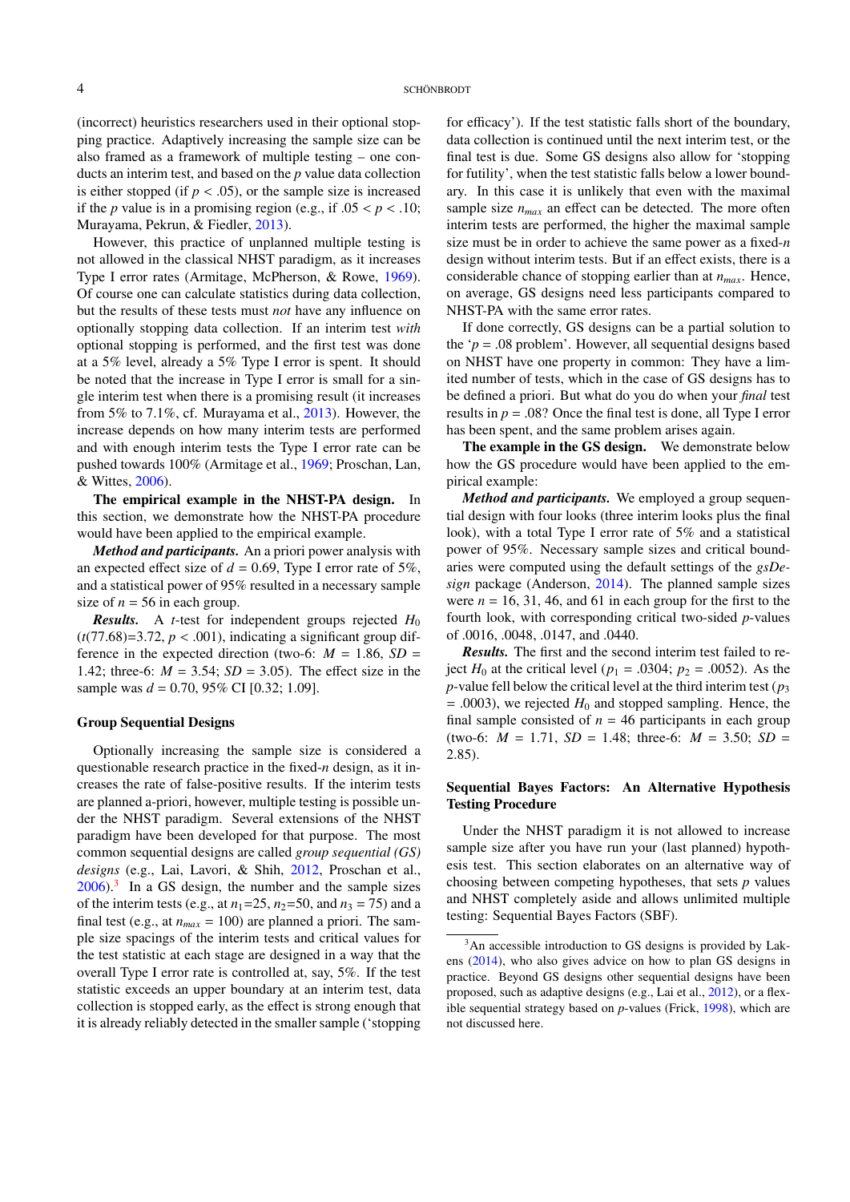(incorrect) heuristics researchers used in their optional stopping practice. Adaptively increasing the sample size can be also framed as a framework of multiple testing – one conducts an interim test, and based on the $p$ value data collection is either stopped (if $p < .05$), or the sample size is increased if the $p$ value is in a promising region (e.g., if $.05 < p < .10$; Murayama, Pekrun, & Fiedler, 2013).

However, this practice of unplanned multiple testing is not allowed in the classical NHST paradigm, as it increases Type I error rates (Armitage, McPherson, & Rowe, 1969). Of course one can calculate statistics during data collection, but the results of these tests must *not* have any influence on optionally stopping data collection. If an interim test *with* optional stopping is performed, and the first test was done at a 5% level, already a 5% Type I error is spent. It should be noted that the increase in Type I error is small for a single interim test when there is a promising result (it increases from 5% to 7.1%, cf. Murayama et al., 2013). However, the increase depends on how many interim tests are performed and with enough interim tests the Type I error rate can be pushed towards 100% (Armitage et al., 1969; Proschan, Lan, & Wittes, 2006).

**The empirical example in the NHST-PA design.** In this section, we demonstrate how the NHST-PA procedure would have been applied to the empirical example.

***Method and participants.*** An a priori power analysis with an expected effect size of $d = 0.69$, Type I error rate of 5%, and a statistical power of 95% resulted in a necessary sample size of $n = 56$ in each group.

***Results.*** A $t$-test for independent groups rejected $H_0$ ($t(77.68)=3.72$, $p < .001$), indicating a significant group difference in the expected direction (two-6: $M = 1.86$, $SD = 1.42$; three-6: $M = 3.54$; $SD = 3.05$). The effect size in the sample was $d = 0.70$, 95% CI [0.32; 1.09].

## Group Sequential Designs

Optionally increasing the sample size is considered a questionable research practice in the fixed-$n$ design, as it increases the rate of false-positive results. If the interim tests are planned a-priori, however, multiple testing is possible under the NHST paradigm. Several extensions of the NHST paradigm have been developed for that purpose. The most common sequential designs are called *group sequential (GS) designs* (e.g., Lai, Lavori, & Shih, 2012, Proschan et al., 2006).[3] In a GS design, the number and the sample sizes of the interim tests (e.g., at $n_1$=25, $n_2$=50, and $n_3$ = 75) and a final test (e.g., at $n_{max}$ = 100) are planned a priori. The sample size spacings of the interim tests and critical values for the test statistic at each stage are designed in a way that the overall Type I error rate is controlled at, say, 5%. If the test statistic exceeds an upper boundary at an interim test, data collection is stopped early, as the effect is strong enough that it is already reliably detected in the smaller sample ('stopping for efficacy'). If the test statistic falls short of the boundary, data collection is continued until the next interim test, or the final test is due. Some GS designs also allow for 'stopping for futility', when the test statistic falls below a lower boundary. In this case it is unlikely that even with the maximal sample size $n_{max}$ an effect can be detected. The more often interim tests are performed, the higher the maximal sample size must be in order to achieve the same power as a fixed-$n$ design without interim tests. But if an effect exists, there is a considerable chance of stopping earlier than at $n_{max}$. Hence, on average, GS designs need less participants compared to NHST-PA with the same error rates.

If done correctly, GS designs can be a partial solution to the '$p$ = .08 problem'. However, all sequential designs based on NHST have one property in common: They have a limited number of tests, which in the case of GS designs has to be defined a priori. But what do you do when your *final* test results in $p = .08$? Once the final test is done, all Type I error has been spent, and the same problem arises again.

**The example in the GS design.** We demonstrate below how the GS procedure would have been applied to the empirical example:

***Method and participants.*** We employed a group sequential design with four looks (three interim looks plus the final look), with a total Type I error rate of 5% and a statistical power of 95%. Necessary sample sizes and critical boundaries were computed using the default settings of the *gsDesign* package (Anderson, 2014). The planned sample sizes were $n$ = 16, 31, 46, and 61 in each group for the first to the fourth look, with corresponding critical two-sided $p$-values of .0016, .0048, .0147, and .0440.

***Results.*** The first and the second interim test failed to reject $H_0$ at the critical level ($p_1$ = .0304; $p_2$ = .0052). As the $p$-value fell below the critical level at the third interim test ($p_3$ = .0003), we rejected $H_0$ and stopped sampling. Hence, the final sample consisted of $n$ = 46 participants in each group (two-6: $M = 1.71$, $SD = 1.48$; three-6: $M = 3.50$; $SD = 2.85$).

## Sequential Bayes Factors: An Alternative Hypothesis Testing Procedure

Under the NHST paradigm it is not allowed to increase sample size after you have run your (last planned) hypothesis test. This section elaborates on an alternative way of choosing between competing hypotheses, that sets $p$ values and NHST completely aside and allows unlimited multiple testing: Sequential Bayes Factors (SBF).

[3] An accessible introduction to GS designs is provided by Lakens (2014), who also gives advice on how to plan GS designs in practice. Beyond GS designs other sequential designs have been proposed, such as adaptive designs (e.g., Lai et al., 2012), or a flexible sequential strategy based on $p$-values (Frick, 1998), which are not discussed here.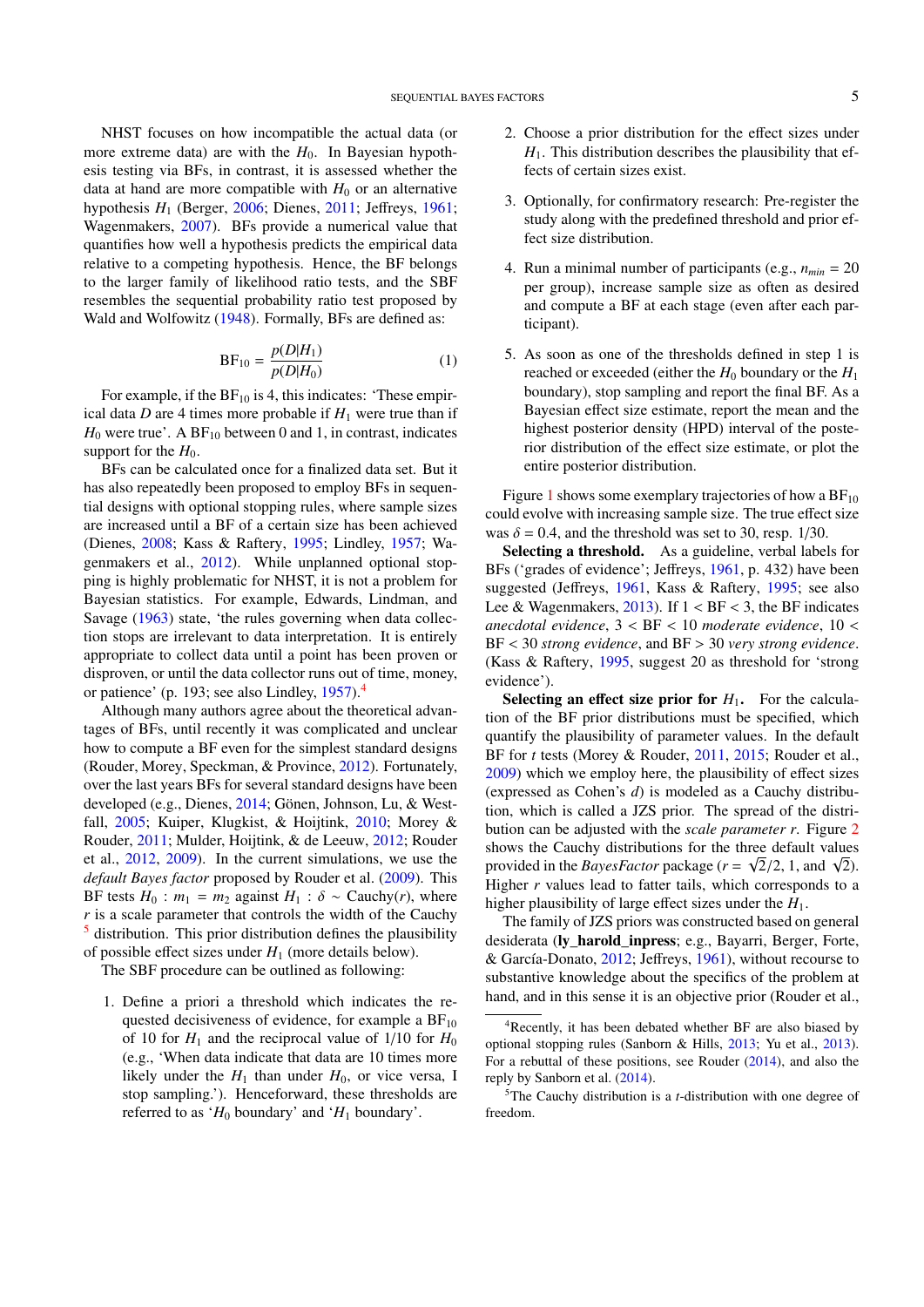NHST focuses on how incompatible the actual data (or more extreme data) are with the $H_0$. In Bayesian hypothesis testing via BFs, in contrast, it is assessed whether the data at hand are more compatible with $H_0$ or an alternative hypothesis $H_1$ (Berger, 2006; Dienes, 2011; Jeffreys, 1961; Wagenmakers, 2007). BFs provide a numerical value that quantifies how well a hypothesis predicts the empirical data relative to a competing hypothesis. Hence, the BF belongs to the larger family of likelihood ratio tests, and the SBF resembles the sequential probability ratio test proposed by Wald and Wolfowitz (1948). Formally, BFs are defined as:

$$\mathrm{BF}_{10} = \frac{p(D|H_1)}{p(D|H_0)} \tag{1}$$

For example, if the $\mathrm{BF}_{10}$ is 4, this indicates: 'These empirical data $D$ are 4 times more probable if $H_1$ were true than if $H_0$ were true'. A $\mathrm{BF}_{10}$ between 0 and 1, in contrast, indicates support for the $H_0$.

BFs can be calculated once for a finalized data set. But it has also repeatedly been proposed to employ BFs in sequential designs with optional stopping rules, where sample sizes are increased until a BF of a certain size has been achieved (Dienes, 2008; Kass & Raftery, 1995; Lindley, 1957; Wagenmakers et al., 2012). While unplanned optional stopping is highly problematic for NHST, it is not a problem for Bayesian statistics. For example, Edwards, Lindman, and Savage (1963) state, 'the rules governing when data collection stops are irrelevant to data interpretation. It is entirely appropriate to collect data until a point has been proven or disproven, or until the data collector runs out of time, money, or patience' (p. 193; see also Lindley, 1957).[4]

Although many authors agree about the theoretical advantages of BFs, until recently it was complicated and unclear how to compute a BF even for the simplest standard designs (Rouder, Morey, Speckman, & Province, 2012). Fortunately, over the last years BFs for several standard designs have been developed (e.g., Dienes, 2014; Gönen, Johnson, Lu, & Westfall, 2005; Kuiper, Klugkist, & Hoijtink, 2010; Morey & Rouder, 2011; Mulder, Hoijtink, & de Leeuw, 2012; Rouder et al., 2012, 2009). In the current simulations, we use the *default Bayes factor* proposed by Rouder et al. (2009). This BF tests $H_0 : m_1 = m_2$ against $H_1 : \delta \sim \text{Cauchy}(r)$, where $r$ is a scale parameter that controls the width of the Cauchy[5] distribution. This prior distribution defines the plausibility of possible effect sizes under $H_1$ (more details below).

The SBF procedure can be outlined as following:

1. Define a priori a threshold which indicates the requested decisiveness of evidence, for example a $\mathrm{BF}_{10}$ of 10 for $H_1$ and the reciprocal value of 1/10 for $H_0$ (e.g., 'When data indicate that data are 10 times more likely under the $H_1$ than under $H_0$, or vice versa, I stop sampling.'). Henceforward, these thresholds are referred to as '$H_0$ boundary' and '$H_1$ boundary'.
2. Choose a prior distribution for the effect sizes under $H_1$. This distribution describes the plausibility that effects of certain sizes exist.
3. Optionally, for confirmatory research: Pre-register the study along with the predefined threshold and prior effect size distribution.
4. Run a minimal number of participants (e.g., $n_{min} = 20$ per group), increase sample size as often as desired and compute a BF at each stage (even after each participant).
5. As soon as one of the thresholds defined in step 1 is reached or exceeded (either the $H_0$ boundary or the $H_1$ boundary), stop sampling and report the final BF. As a Bayesian effect size estimate, report the mean and the highest posterior density (HPD) interval of the posterior distribution of the effect size estimate, or plot the entire posterior distribution.

Figure 1 shows some exemplary trajectories of how a $\mathrm{BF}_{10}$ could evolve with increasing sample size. The true effect size was $\delta = 0.4$, and the threshold was set to 30, resp. 1/30.

**Selecting a threshold.** As a guideline, verbal labels for BFs ('grades of evidence'; Jeffreys, 1961, p. 432) have been suggested (Jeffreys, 1961, Kass & Raftery, 1995; see also Lee & Wagenmakers, 2013). If $1 < \mathrm{BF} < 3$, the BF indicates *anecdotal evidence*, $3 < \mathrm{BF} < 10$ *moderate evidence*, $10 < \mathrm{BF} < 30$ *strong evidence*, and $\mathrm{BF} > 30$ *very strong evidence*. (Kass & Raftery, 1995, suggest 20 as threshold for 'strong evidence').

**Selecting an effect size prior for $H_1$.** For the calculation of the BF prior distributions must be specified, which quantify the plausibility of parameter values. In the default BF for $t$ tests (Morey & Rouder, 2011, 2015; Rouder et al., 2009) which we employ here, the plausibility of effect sizes (expressed as Cohen's $d$) is modeled as a Cauchy distribution, which is called a JZS prior. The spread of the distribution can be adjusted with the *scale parameter r*. Figure 2 shows the Cauchy distributions for the three default values provided in the *BayesFactor* package ($r = \sqrt{2}/2$, 1, and $\sqrt{2}$). Higher $r$ values lead to fatter tails, which corresponds to a higher plausibility of large effect sizes under the $H_1$.

The family of JZS priors was constructed based on general desiderata (**ly_harold_inpress**; e.g., Bayarri, Berger, Forte, & García-Donato, 2012; Jeffreys, 1961), without recourse to substantive knowledge about the specifics of the problem at hand, and in this sense it is an objective prior (Rouder et al.,

[4] Recently, it has been debated whether BF are also biased by optional stopping rules (Sanborn & Hills, 2013; Yu et al., 2013). For a rebuttal of these positions, see Rouder (2014), and also the reply by Sanborn et al. (2014).

[5] The Cauchy distribution is a $t$-distribution with one degree of freedom.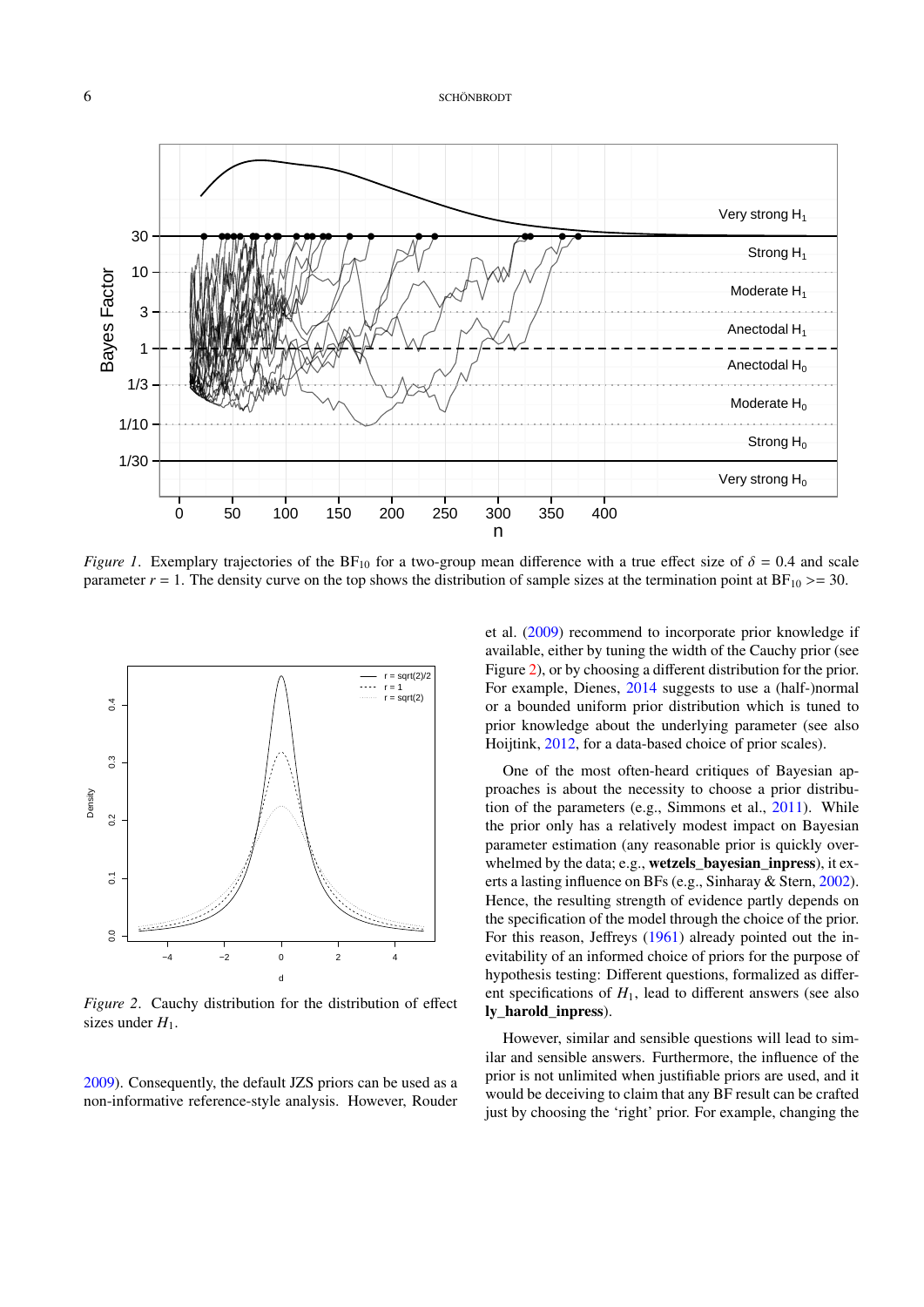*Figure 1*. Exemplary trajectories of the $BF_{10}$ for a two-group mean difference with a true effect size of $\delta = 0.4$ and scale parameter $r = 1$. The density curve on the top shows the distribution of sample sizes at the termination point at $BF_{10} >= 30$.

*Figure 2*. Cauchy distribution for the distribution of effect sizes under $H_1$.

2009). Consequently, the default JZS priors can be used as a non-informative reference-style analysis. However, Rouder et al. (2009) recommend to incorporate prior knowledge if available, either by tuning the width of the Cauchy prior (see Figure 2), or by choosing a different distribution for the prior. For example, Dienes, 2014 suggests to use a (half-)normal or a bounded uniform prior distribution which is tuned to prior knowledge about the underlying parameter (see also Hoijtink, 2012, for a data-based choice of prior scales).

One of the most often-heard critiques of Bayesian approaches is about the necessity to choose a prior distribution of the parameters (e.g., Simmons et al., 2011). While the prior only has a relatively modest impact on Bayesian parameter estimation (any reasonable prior is quickly overwhelmed by the data; e.g., **wetzels_bayesian_inpress**), it exerts a lasting influence on BFs (e.g., Sinharay & Stern, 2002). Hence, the resulting strength of evidence partly depends on the specification of the model through the choice of the prior. For this reason, Jeffreys (1961) already pointed out the inevitability of an informed choice of priors for the purpose of hypothesis testing: Different questions, formalized as different specifications of $H_1$, lead to different answers (see also **ly_harold_inpress**).

However, similar and sensible questions will lead to similar and sensible answers. Furthermore, the influence of the prior is not unlimited when justifiable priors are used, and it would be deceiving to claim that any BF result can be crafted just by choosing the 'right' prior. For example, changing the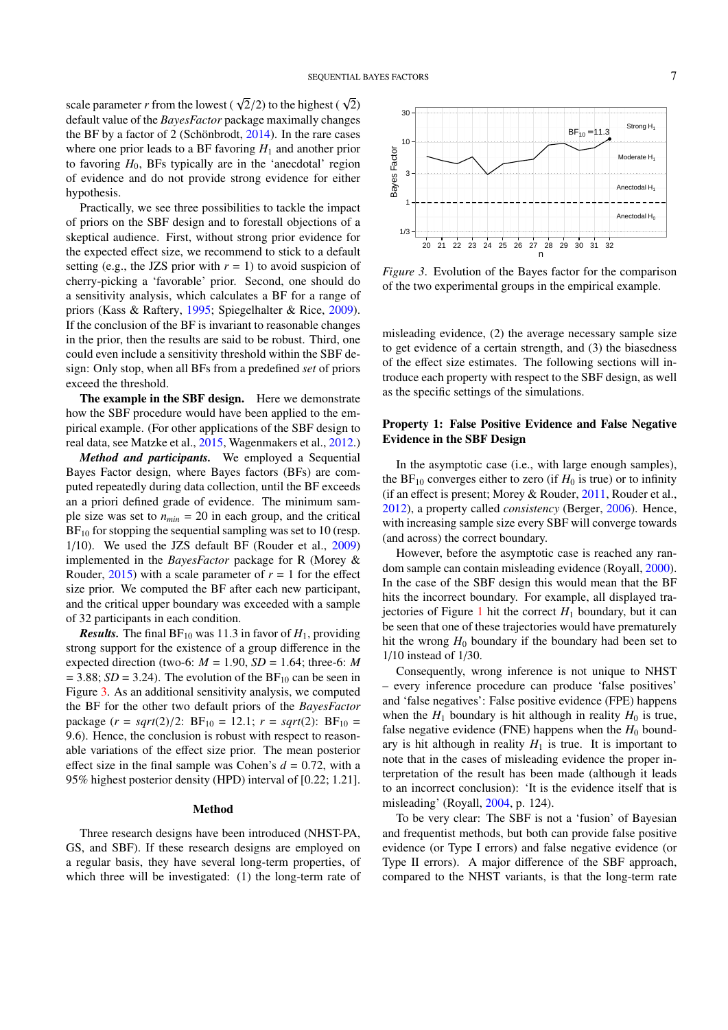scale parameter $r$ from the lowest ($\sqrt{2}/2$) to the highest ($\sqrt{2}$) default value of the *BayesFactor* package maximally changes the BF by a factor of 2 (Schönbrodt, 2014). In the rare cases where one prior leads to a BF favoring $H_1$ and another prior to favoring $H_0$, BFs typically are in the 'anecdotal' region of evidence and do not provide strong evidence for either hypothesis.

Practically, we see three possibilities to tackle the impact of priors on the SBF design and to forestall objections of a skeptical audience. First, without strong prior evidence for the expected effect size, we recommend to stick to a default setting (e.g., the JZS prior with $r = 1$) to avoid suspicion of cherry-picking a 'favorable' prior. Second, one should do a sensitivity analysis, which calculates a BF for a range of priors (Kass & Raftery, 1995; Spiegelhalter & Rice, 2009). If the conclusion of the BF is invariant to reasonable changes in the prior, then the results are said to be robust. Third, one could even include a sensitivity threshold within the SBF design: Only stop, when all BFs from a predefined *set* of priors exceed the threshold.

**The example in the SBF design.** Here we demonstrate how the SBF procedure would have been applied to the empirical example. (For other applications of the SBF design to real data, see Matzke et al., 2015, Wagenmakers et al., 2012.)

***Method and participants.*** We employed a Sequential Bayes Factor design, where Bayes factors (BFs) are computed repeatedly during data collection, until the BF exceeds an a priori defined grade of evidence. The minimum sample size was set to $n_{min} = 20$ in each group, and the critical $BF_{10}$ for stopping the sequential sampling was set to 10 (resp. 1/10). We used the JZS default BF (Rouder et al., 2009) implemented in the *BayesFactor* package for R (Morey & Rouder, 2015) with a scale parameter of $r = 1$ for the effect size prior. We computed the BF after each new participant, and the critical upper boundary was exceeded with a sample of 32 participants in each condition.

***Results.*** The final $BF_{10}$ was 11.3 in favor of $H_1$, providing strong support for the existence of a group difference in the expected direction (two-6: $M = 1.90$, $SD = 1.64$; three-6: $M = 3.88$; $SD = 3.24$). The evolution of the $BF_{10}$ can be seen in Figure 3. As an additional sensitivity analysis, we computed the BF for the other two default priors of the *BayesFactor* package ($r = sqrt(2)/2$: $BF_{10} = 12.1$; $r = sqrt(2)$: $BF_{10} = 9.6$). Hence, the conclusion is robust with respect to reasonable variations of the effect size prior. The mean posterior effect size in the final sample was Cohen's $d = 0.72$, with a 95% highest posterior density (HPD) interval of [0.22; 1.21].

*Figure 3*. Evolution of the Bayes factor for the comparison of the two experimental groups in the empirical example.

## Method

Three research designs have been introduced (NHST-PA, GS, and SBF). If these research designs are employed on a regular basis, they have several long-term properties, of which three will be investigated: (1) the long-term rate of misleading evidence, (2) the average necessary sample size to get evidence of a certain strength, and (3) the biasedness of the effect size estimates. The following sections will introduce each property with respect to the SBF design, as well as the specific settings of the simulations.

### Property 1: False Positive Evidence and False Negative Evidence in the SBF Design

In the asymptotic case (i.e., with large enough samples), the $BF_{10}$ converges either to zero (if $H_0$ is true) or to infinity (if an effect is present; Morey & Rouder, 2011, Rouder et al., 2012), a property called *consistency* (Berger, 2006). Hence, with increasing sample size every SBF will converge towards (and across) the correct boundary.

However, before the asymptotic case is reached any random sample can contain misleading evidence (Royall, 2000). In the case of the SBF design this would mean that the BF hits the incorrect boundary. For example, all displayed trajectories of Figure 1 hit the correct $H_1$ boundary, but it can be seen that one of these trajectories would have prematurely hit the wrong $H_0$ boundary if the boundary had been set to 1/10 instead of 1/30.

Consequently, wrong inference is not unique to NHST – every inference procedure can produce 'false positives' and 'false negatives': False positive evidence (FPE) happens when the $H_1$ boundary is hit although in reality $H_0$ is true, false negative evidence (FNE) happens when the $H_0$ boundary is hit although in reality $H_1$ is true. It is important to note that in the cases of misleading evidence the proper interpretation of the result has been made (although it leads to an incorrect conclusion): 'It is the evidence itself that is misleading' (Royall, 2004, p. 124).

To be very clear: The SBF is not a 'fusion' of Bayesian and frequentist methods, but both can provide false positive evidence (or Type I errors) and false negative evidence (or Type II errors). A major difference of the SBF approach, compared to the NHST variants, is that the long-term rate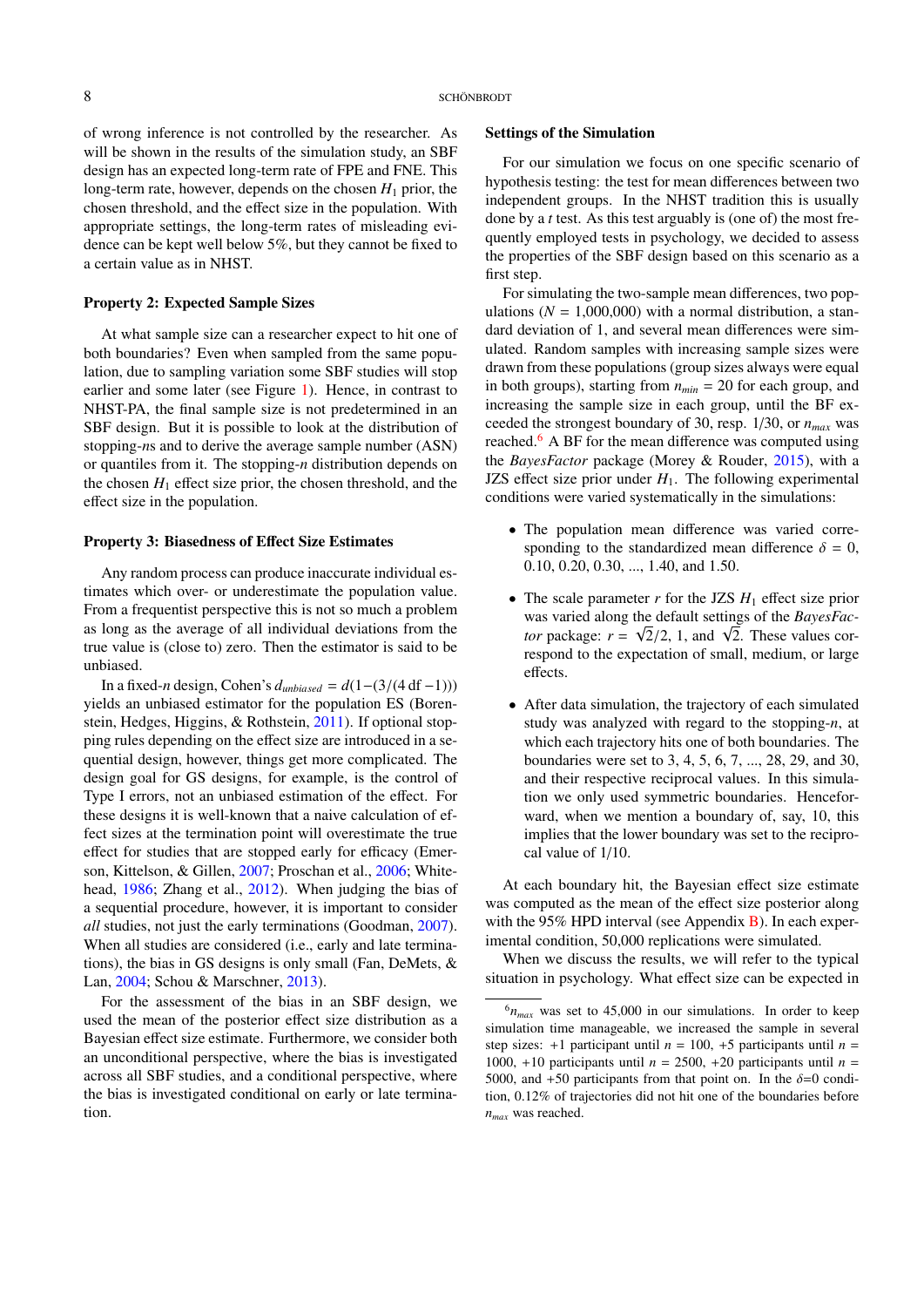of wrong inference is not controlled by the researcher. As will be shown in the results of the simulation study, an SBF design has an expected long-term rate of FPE and FNE. This long-term rate, however, depends on the chosen $H_1$ prior, the chosen threshold, and the effect size in the population. With appropriate settings, the long-term rates of misleading evidence can be kept well below 5%, but they cannot be fixed to a certain value as in NHST.

### Property 2: Expected Sample Sizes

At what sample size can a researcher expect to hit one of both boundaries? Even when sampled from the same population, due to sampling variation some SBF studies will stop earlier and some later (see Figure 1). Hence, in contrast to NHST-PA, the final sample size is not predetermined in an SBF design. But it is possible to look at the distribution of stopping-*n*s and to derive the average sample number (ASN) or quantiles from it. The stopping-*n* distribution depends on the chosen $H_1$ effect size prior, the chosen threshold, and the effect size in the population.

### Property 3: Biasedness of Effect Size Estimates

Any random process can produce inaccurate individual estimates which over- or underestimate the population value. From a frequentist perspective this is not so much a problem as long as the average of all individual deviations from the true value is (close to) zero. Then the estimator is said to be unbiased.

In a fixed-*n* design, Cohen's $d_{unbiased} = d(1-(3/(4\,\text{df}-1)))$ yields an unbiased estimator for the population ES (Borenstein, Hedges, Higgins, & Rothstein, 2011). If optional stopping rules depending on the effect size are introduced in a sequential design, however, things get more complicated. The design goal for GS designs, for example, is the control of Type I errors, not an unbiased estimation of the effect. For these designs it is well-known that a naive calculation of effect sizes at the termination point will overestimate the true effect for studies that are stopped early for efficacy (Emerson, Kittelson, & Gillen, 2007; Proschan et al., 2006; Whitehead, 1986; Zhang et al., 2012). When judging the bias of a sequential procedure, however, it is important to consider *all* studies, not just the early terminations (Goodman, 2007). When all studies are considered (i.e., early and late terminations), the bias in GS designs is only small (Fan, DeMets, & Lan, 2004; Schou & Marschner, 2013).

For the assessment of the bias in an SBF design, we used the mean of the posterior effect size distribution as a Bayesian effect size estimate. Furthermore, we consider both an unconditional perspective, where the bias is investigated across all SBF studies, and a conditional perspective, where the bias is investigated conditional on early or late termination.

### Settings of the Simulation

For our simulation we focus on one specific scenario of hypothesis testing: the test for mean differences between two independent groups. In the NHST tradition this is usually done by a *t* test. As this test arguably is (one of) the most frequently employed tests in psychology, we decided to assess the properties of the SBF design based on this scenario as a first step.

For simulating the two-sample mean differences, two populations ($N$ = 1,000,000) with a normal distribution, a standard deviation of 1, and several mean differences were simulated. Random samples with increasing sample sizes were drawn from these populations (group sizes always were equal in both groups), starting from $n_{min} = 20$ for each group, and increasing the sample size in each group, until the BF exceeded the strongest boundary of 30, resp. 1/30, or $n_{max}$ was reached.[6] A BF for the mean difference was computed using the *BayesFactor* package (Morey & Rouder, 2015), with a JZS effect size prior under $H_1$. The following experimental conditions were varied systematically in the simulations:

- The population mean difference was varied corresponding to the standardized mean difference $\delta = 0$, 0.10, 0.20, 0.30, ..., 1.40, and 1.50.
- The scale parameter $r$ for the JZS $H_1$ effect size prior was varied along the default settings of the *BayesFactor* package: $r = \sqrt{2}/2$, 1, and $\sqrt{2}$. These values correspond to the expectation of small, medium, or large effects.
- After data simulation, the trajectory of each simulated study was analyzed with regard to the stopping-*n*, at which each trajectory hits one of both boundaries. The boundaries were set to 3, 4, 5, 6, 7, ..., 28, 29, and 30, and their respective reciprocal values. In this simulation we only used symmetric boundaries. Henceforward, when we mention a boundary of, say, 10, this implies that the lower boundary was set to the reciprocal value of 1/10.

At each boundary hit, the Bayesian effect size estimate was computed as the mean of the effect size posterior along with the 95% HPD interval (see Appendix B). In each experimental condition, 50,000 replications were simulated.

When we discuss the results, we will refer to the typical situation in psychology. What effect size can be expected in

[6] $n_{max}$ was set to 45,000 in our simulations. In order to keep simulation time manageable, we increased the sample in several step sizes: +1 participant until $n$ = 100, +5 participants until $n$ = 1000, +10 participants until $n$ = 2500, +20 participants until $n$ = 5000, and +50 participants from that point on. In the $\delta$=0 condition, 0.12% of trajectories did not hit one of the boundaries before $n_{max}$ was reached.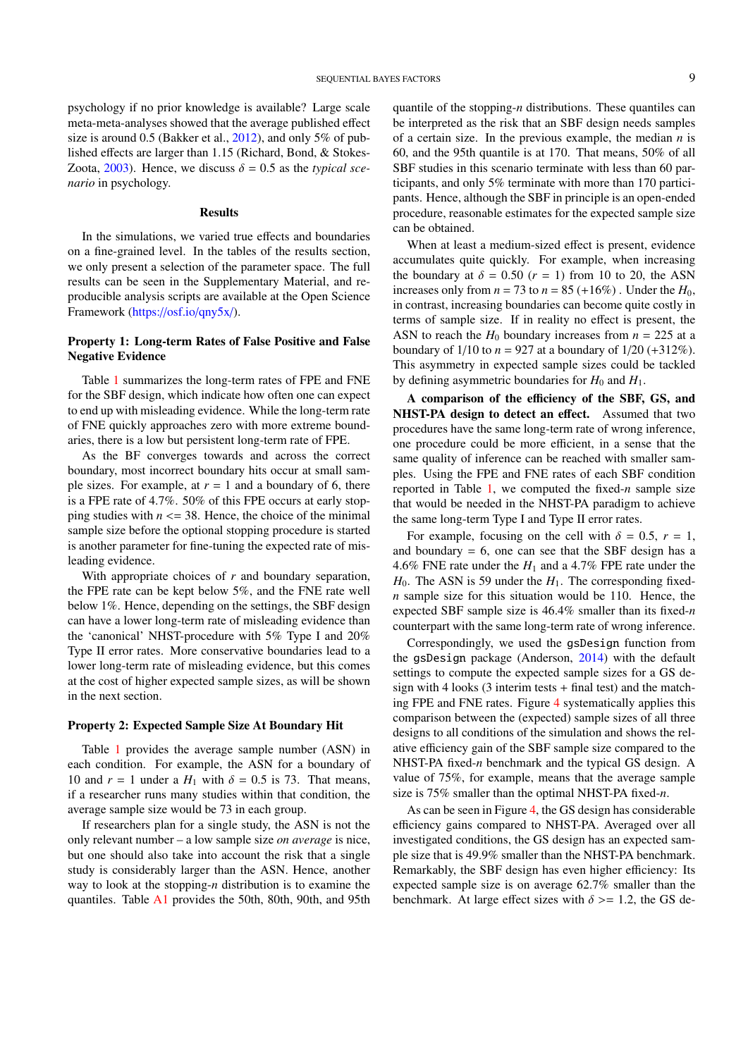psychology if no prior knowledge is available? Large scale meta-meta-analyses showed that the average published effect size is around 0.5 (Bakker et al., 2012), and only 5% of published effects are larger than 1.15 (Richard, Bond, & Stokes-Zoota, 2003). Hence, we discuss $\delta = 0.5$ as the *typical scenario* in psychology.

## Results

In the simulations, we varied true effects and boundaries on a fine-grained level. In the tables of the results section, we only present a selection of the parameter space. The full results can be seen in the Supplementary Material, and reproducible analysis scripts are available at the Open Science Framework (https://osf.io/qny5x/).

### Property 1: Long-term Rates of False Positive and False Negative Evidence

Table 1 summarizes the long-term rates of FPE and FNE for the SBF design, which indicate how often one can expect to end up with misleading evidence. While the long-term rate of FNE quickly approaches zero with more extreme boundaries, there is a low but persistent long-term rate of FPE.

As the BF converges towards and across the correct boundary, most incorrect boundary hits occur at small sample sizes. For example, at $r = 1$ and a boundary of 6, there is a FPE rate of 4.7%. 50% of this FPE occurs at early stopping studies with $n <= 38$. Hence, the choice of the minimal sample size before the optional stopping procedure is started is another parameter for fine-tuning the expected rate of misleading evidence.

With appropriate choices of $r$ and boundary separation, the FPE rate can be kept below 5%, and the FNE rate well below 1%. Hence, depending on the settings, the SBF design can have a lower long-term rate of misleading evidence than the 'canonical' NHST-procedure with 5% Type I and 20% Type II error rates. More conservative boundaries lead to a lower long-term rate of misleading evidence, but this comes at the cost of higher expected sample sizes, as will be shown in the next section.

### Property 2: Expected Sample Size At Boundary Hit

Table 1 provides the average sample number (ASN) in each condition. For example, the ASN for a boundary of 10 and $r = 1$ under a $H_1$ with $\delta = 0.5$ is 73. That means, if a researcher runs many studies within that condition, the average sample size would be 73 in each group.

If researchers plan for a single study, the ASN is not the only relevant number – a low sample size *on average* is nice, but one should also take into account the risk that a single study is considerably larger than the ASN. Hence, another way to look at the stopping-$n$ distribution is to examine the quantiles. Table A1 provides the 50th, 80th, 90th, and 95th quantile of the stopping-$n$ distributions. These quantiles can be interpreted as the risk that an SBF design needs samples of a certain size. In the previous example, the median $n$ is 60, and the 95th quantile is at 170. That means, 50% of all SBF studies in this scenario terminate with less than 60 participants, and only 5% terminate with more than 170 participants. Hence, although the SBF in principle is an open-ended procedure, reasonable estimates for the expected sample size can be obtained.

When at least a medium-sized effect is present, evidence accumulates quite quickly. For example, when increasing the boundary at $\delta = 0.50$ ($r = 1$) from 10 to 20, the ASN increases only from $n = 73$ to $n = 85$ (+16%) . Under the $H_0$, in contrast, increasing boundaries can become quite costly in terms of sample size. If in reality no effect is present, the ASN to reach the $H_0$ boundary increases from $n = 225$ at a boundary of 1/10 to $n = 927$ at a boundary of 1/20 (+312%). This asymmetry in expected sample sizes could be tackled by defining asymmetric boundaries for $H_0$ and $H_1$.

**A comparison of the efficiency of the SBF, GS, and NHST-PA design to detect an effect.** Assumed that two procedures have the same long-term rate of wrong inference, one procedure could be more efficient, in a sense that the same quality of inference can be reached with smaller samples. Using the FPE and FNE rates of each SBF condition reported in Table 1, we computed the fixed-$n$ sample size that would be needed in the NHST-PA paradigm to achieve the same long-term Type I and Type II error rates.

For example, focusing on the cell with $\delta = 0.5$, $r = 1$, and boundary = 6, one can see that the SBF design has a 4.6% FNE rate under the $H_1$ and a 4.7% FPE rate under the $H_0$. The ASN is 59 under the $H_1$. The corresponding fixed-$n$ sample size for this situation would be 110. Hence, the expected SBF sample size is 46.4% smaller than its fixed-$n$ counterpart with the same long-term rate of wrong inference.

Correspondingly, we used the `gsDesign` function from the `gsDesign` package (Anderson, 2014) with the default settings to compute the expected sample sizes for a GS design with 4 looks (3 interim tests + final test) and the matching FPE and FNE rates. Figure 4 systematically applies this comparison between the (expected) sample sizes of all three designs to all conditions of the simulation and shows the relative efficiency gain of the SBF sample size compared to the NHST-PA fixed-$n$ benchmark and the typical GS design. A value of 75%, for example, means that the average sample size is 75% smaller than the optimal NHST-PA fixed-$n$.

As can be seen in Figure 4, the GS design has considerable efficiency gains compared to NHST-PA. Averaged over all investigated conditions, the GS design has an expected sample size that is 49.9% smaller than the NHST-PA benchmark. Remarkably, the SBF design has even higher efficiency: Its expected sample size is on average 62.7% smaller than the benchmark. At large effect sizes with $\delta >= 1.2$, the GS de-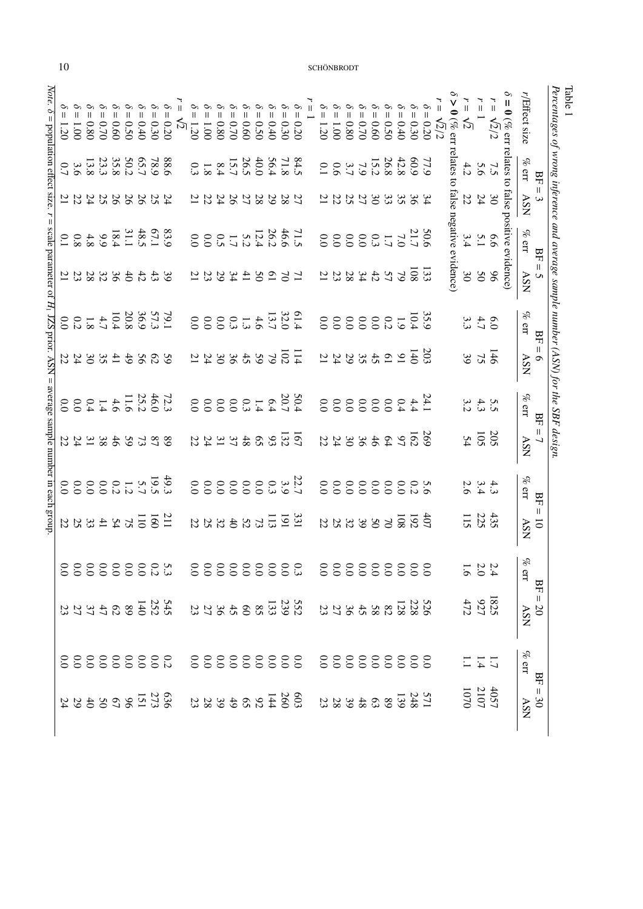Table 1

*Percentages of wrong inference and average sample number (ASN) for the SBF design.*

| r/Effect size | BF = 3 | | BF = 5 | | BF = 6 | | BF = 7 | | BF = 10 | | BF = 20 | | BF = 30 | |
|---|---|---|---|---|---|---|---|---|---|---|---|---|---|---|
| | % err | ASN | % err | ASN | % err | ASN | % err | ASN | % err | ASN | % err | ASN | % err | ASN |
| **$\delta = 0$** (% err relates to false positive evidence) | | | | | | | | | | | | | | |
| $r = \sqrt{2}/2$ | 7.5 | 30 | 6.6 | 96 | 6.0 | 146 | 5.5 | 205 | 4.3 | 435 | 2.4 | 1825 | 1.7 | 4057 |
| $r = 1$ | 5.6 | 24 | 5.1 | 50 | 4.7 | 75 | 4.3 | 105 | 3.4 | 225 | 2.0 | 927 | 1.4 | 2107 |
| $r = \sqrt{2}$ | 4.2 | 22 | 3.4 | 30 | 3.3 | 39 | 3.2 | 54 | 2.6 | 115 | 1.6 | 472 | 1.1 | 1070 |
| **$\delta > 0$** (% err relates to false negative evidence) | | | | | | | | | | | | | | |
| $r = \sqrt{2}/2$ | | | | | | | | | | | | | | |
| $\delta = 0.20$ | 77.9 | 34 | 50.6 | 133 | 35.9 | 203 | 24.1 | 269 | 5.6 | 407 | 0.0 | 526 | 0.0 | 571 |
| $\delta = 0.30$ | 60.9 | 36 | 21.7 | 108 | 10.4 | 140 | 4.4 | 162 | 0.2 | 192 | 0.0 | 228 | 0.0 | 248 |
| $\delta = 0.40$ | 42.8 | 35 | 7.0 | 79 | 1.9 | 91 | 0.4 | 97 | 0.0 | 108 | 0.0 | 128 | 0.0 | 139 |
| $\delta = 0.50$ | 26.8 | 33 | 1.7 | 57 | 0.2 | 61 | 0.0 | 64 | 0.0 | 70 | 0.0 | 82 | 0.0 | 89 |
| $\delta = 0.60$ | 15.2 | 30 | 0.3 | 42 | 0.0 | 45 | 0.0 | 46 | 0.0 | 50 | 0.0 | 58 | 0.0 | 63 |
| $\delta = 0.70$ | 7.9 | 27 | 0.0 | 34 | 0.0 | 35 | 0.0 | 36 | 0.0 | 39 | 0.0 | 45 | 0.0 | 48 |
| $\delta = 0.80$ | 3.7 | 25 | 0.0 | 28 | 0.0 | 29 | 0.0 | 30 | 0.0 | 32 | 0.0 | 36 | 0.0 | 39 |
| $\delta = 1.00$ | 0.6 | 22 | 0.0 | 23 | 0.0 | 24 | 0.0 | 24 | 0.0 | 25 | 0.0 | 27 | 0.0 | 28 |
| $\delta = 1.20$ | 0.1 | 21 | 0.0 | 21 | 0.0 | 21 | 0.0 | 22 | 0.0 | 22 | 0.0 | 23 | 0.0 | 23 |
| $r = 1$ | | | | | | | | | | | | | | |
| $\delta = 0.20$ | 84.5 | 27 | 71.5 | 71 | 61.4 | 114 | 50.4 | 167 | 22.7 | 331 | 0.3 | 552 | 0.0 | 603 |
| $\delta = 0.30$ | 71.8 | 28 | 46.6 | 70 | 32.0 | 102 | 20.7 | 132 | 3.9 | 191 | 0.0 | 239 | 0.0 | 260 |
| $\delta = 0.40$ | 56.4 | 29 | 26.2 | 61 | 13.7 | 79 | 6.4 | 93 | 0.3 | 113 | 0.0 | 133 | 0.0 | 144 |
| $\delta = 0.50$ | 40.0 | 28 | 12.4 | 50 | 4.6 | 59 | 1.4 | 65 | 0.0 | 73 | 0.0 | 85 | 0.0 | 92 |
| $\delta = 0.60$ | 26.5 | 27 | 5.2 | 41 | 1.3 | 45 | 0.3 | 48 | 0.0 | 52 | 0.0 | 60 | 0.0 | 65 |
| $\delta = 0.70$ | 15.7 | 26 | 1.7 | 34 | 0.3 | 36 | 0.0 | 37 | 0.0 | 40 | 0.0 | 45 | 0.0 | 49 |
| $\delta = 0.80$ | 8.4 | 24 | 0.5 | 29 | 0.0 | 30 | 0.0 | 31 | 0.0 | 32 | 0.0 | 36 | 0.0 | 39 |
| $\delta = 1.00$ | 1.8 | 22 | 0.0 | 23 | 0.0 | 24 | 0.0 | 24 | 0.0 | 25 | 0.0 | 27 | 0.0 | 28 |
| $\delta = 1.20$ | 0.3 | 21 | 0.0 | 21 | 0.0 | 21 | 0.0 | 22 | 0.0 | 22 | 0.0 | 23 | 0.0 | 23 |
| $r = \sqrt{2}$ | | | | | | | | | | | | | | |
| $\delta = 0.20$ | 88.6 | 24 | 83.9 | 39 | 79.1 | 59 | 72.3 | 89 | 49.3 | 211 | 5.3 | 545 | 0.2 | 636 |
| $\delta = 0.30$ | 78.9 | 25 | 67.1 | 43 | 57.3 | 62 | 46.0 | 87 | 19.5 | 160 | 0.2 | 252 | 0.0 | 273 |
| $\delta = 0.40$ | 65.7 | 26 | 48.5 | 42 | 36.9 | 56 | 25.2 | 73 | 5.7 | 110 | 0.0 | 140 | 0.0 | 151 |
| $\delta = 0.50$ | 50.2 | 26 | 31.1 | 40 | 20.8 | 49 | 11.6 | 59 | 1.2 | 75 | 0.0 | 89 | 0.0 | 96 |
| $\delta = 0.60$ | 35.8 | 26 | 18.4 | 36 | 10.4 | 41 | 4.6 | 46 | 0.2 | 54 | 0.0 | 62 | 0.0 | 67 |
| $\delta = 0.70$ | 23.3 | 25 | 9.9 | 32 | 4.7 | 35 | 1.4 | 38 | 0.0 | 41 | 0.0 | 47 | 0.0 | 50 |
| $\delta = 0.80$ | 13.8 | 24 | 4.8 | 28 | 1.8 | 30 | 0.4 | 31 | 0.0 | 33 | 0.0 | 37 | 0.0 | 40 |
| $\delta = 1.00$ | 3.6 | 22 | 0.8 | 23 | 0.2 | 24 | 0.0 | 24 | 0.0 | 25 | 0.0 | 27 | 0.0 | 29 |
| $\delta = 1.20$ | 0.7 | 21 | 0.1 | 21 | 0.0 | 22 | 0.0 | 22 | 0.0 | 22 | 0.0 | 23 | 0.0 | 24 |

*Note.* $\delta$ = population effect size. $r$ = scale parameter of $H_1$ JZS prior. ASN = average sample number in each group.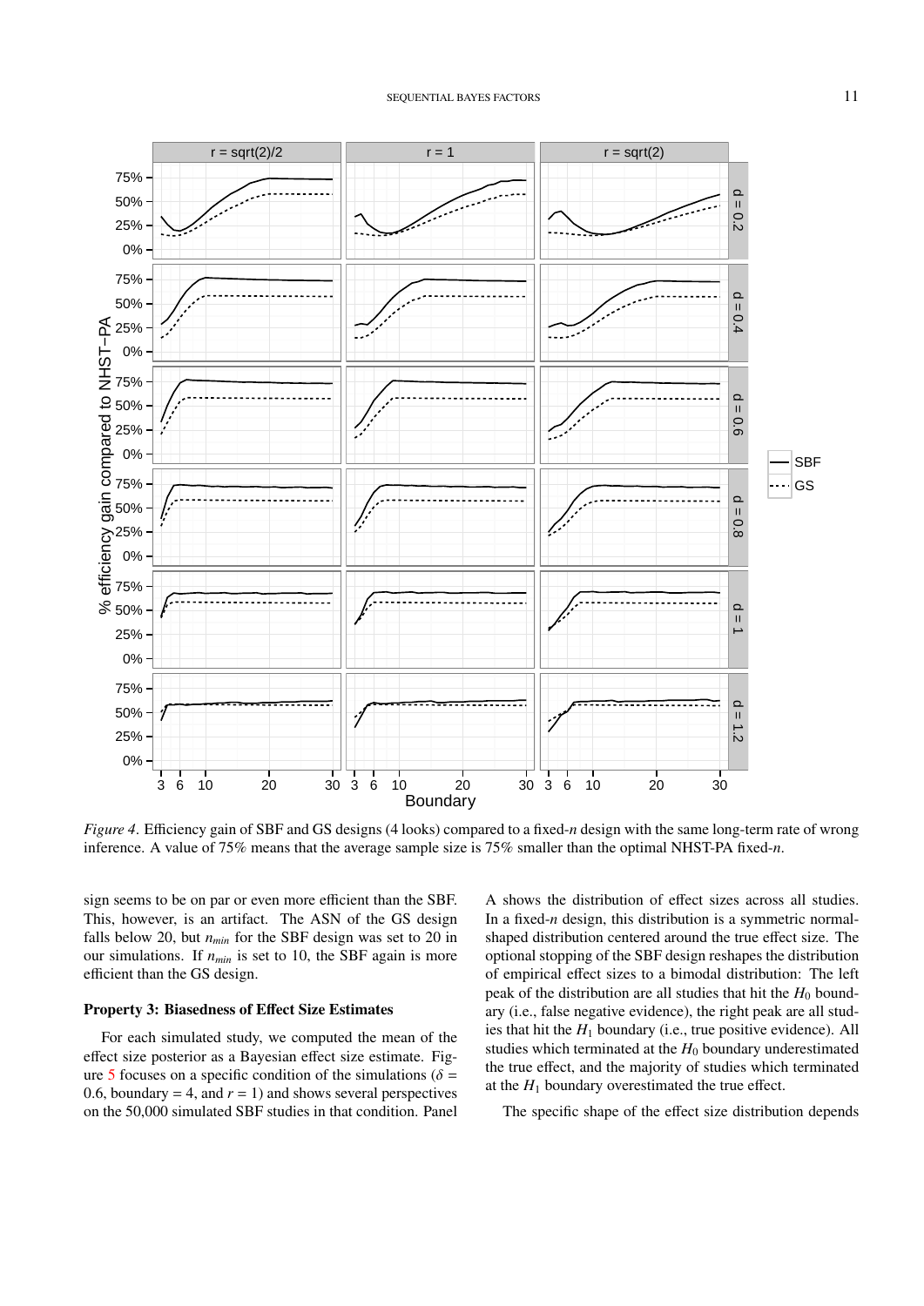*Figure 4*. Efficiency gain of SBF and GS designs (4 looks) compared to a fixed-$n$ design with the same long-term rate of wrong inference. A value of 75% means that the average sample size is 75% smaller than the optimal NHST-PA fixed-$n$.

sign seems to be on par or even more efficient than the SBF. This, however, is an artifact. The ASN of the GS design falls below 20, but $n_{min}$ for the SBF design was set to 20 in our simulations. If $n_{min}$ is set to 10, the SBF again is more efficient than the GS design.

### Property 3: Biasedness of Effect Size Estimates

For each simulated study, we computed the mean of the effect size posterior as a Bayesian effect size estimate. Figure 5 focuses on a specific condition of the simulations ($\delta$ = 0.6, boundary = 4, and $r$ = 1) and shows several perspectives on the 50,000 simulated SBF studies in that condition. Panel A shows the distribution of effect sizes across all studies. In a fixed-$n$ design, this distribution is a symmetric normal-shaped distribution centered around the true effect size. The optional stopping of the SBF design reshapes the distribution of empirical effect sizes to a bimodal distribution: The left peak of the distribution are all studies that hit the $H_0$ boundary (i.e., false negative evidence), the right peak are all studies that hit the $H_1$ boundary (i.e., true positive evidence). All studies which terminated at the $H_0$ boundary underestimated the true effect, and the majority of studies which terminated at the $H_1$ boundary overestimated the true effect.

The specific shape of the effect size distribution depends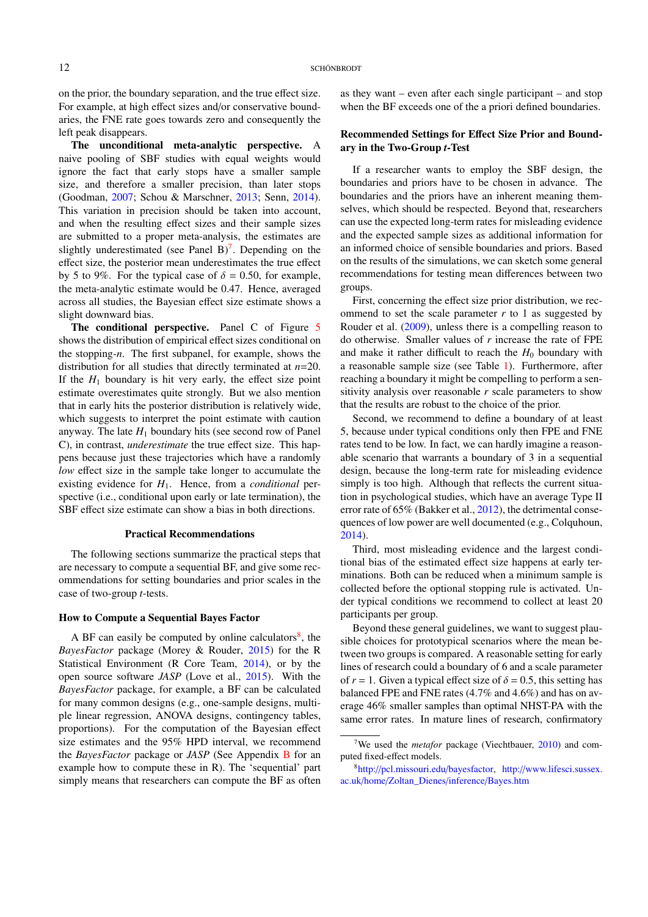on the prior, the boundary separation, and the true effect size. For example, at high effect sizes and/or conservative boundaries, the FNE rate goes towards zero and consequently the left peak disappears.

**The unconditional meta-analytic perspective.** A naive pooling of SBF studies with equal weights would ignore the fact that early stops have a smaller sample size, and therefore a smaller precision, than later stops (Goodman, 2007; Schou & Marschner, 2013; Senn, 2014). This variation in precision should be taken into account, and when the resulting effect sizes and their sample sizes are submitted to a proper meta-analysis, the estimates are slightly underestimated (see Panel B)[7]. Depending on the effect size, the posterior mean underestimates the true effect by 5 to 9%. For the typical case of $\delta$ = 0.50, for example, the meta-analytic estimate would be 0.47. Hence, averaged across all studies, the Bayesian effect size estimate shows a slight downward bias.

**The conditional perspective.** Panel C of Figure 5 shows the distribution of empirical effect sizes conditional on the stopping-*n*. The first subpanel, for example, shows the distribution for all studies that directly terminated at *n*=20. If the $H_1$ boundary is hit very early, the effect size point estimate overestimates quite strongly. But we also mention that in early hits the posterior distribution is relatively wide, which suggests to interpret the point estimate with caution anyway. The late $H_1$ boundary hits (see second row of Panel C), in contrast, *underestimate* the true effect size. This happens because just these trajectories which have a randomly *low* effect size in the sample take longer to accumulate the existing evidence for $H_1$. Hence, from a *conditional* perspective (i.e., conditional upon early or late termination), the SBF effect size estimate can show a bias in both directions.

## Practical Recommendations

The following sections summarize the practical steps that are necessary to compute a sequential BF, and give some recommendations for setting boundaries and prior scales in the case of two-group *t*-tests.

### How to Compute a Sequential Bayes Factor

A BF can easily be computed by online calculators[8], the *BayesFactor* package (Morey & Rouder, 2015) for the R Statistical Environment (R Core Team, 2014), or by the open source software *JASP* (Love et al., 2015). With the *BayesFactor* package, for example, a BF can be calculated for many common designs (e.g., one-sample designs, multiple linear regression, ANOVA designs, contingency tables, proportions). For the computation of the Bayesian effect size estimates and the 95% HPD interval, we recommend the *BayesFactor* package or *JASP* (See Appendix B for an example how to compute these in R). The 'sequential' part simply means that researchers can compute the BF as often as they want – even after each single participant – and stop when the BF exceeds one of the a priori defined boundaries.

### Recommended Settings for Effect Size Prior and Boundary in the Two-Group *t*-Test

If a researcher wants to employ the SBF design, the boundaries and priors have to be chosen in advance. The boundaries and the priors have an inherent meaning themselves, which should be respected. Beyond that, researchers can use the expected long-term rates for misleading evidence and the expected sample sizes as additional information for an informed choice of sensible boundaries and priors. Based on the results of the simulations, we can sketch some general recommendations for testing mean differences between two groups.

First, concerning the effect size prior distribution, we recommend to set the scale parameter *r* to 1 as suggested by Rouder et al. (2009), unless there is a compelling reason to do otherwise. Smaller values of *r* increase the rate of FPE and make it rather difficult to reach the $H_0$ boundary with a reasonable sample size (see Table 1). Furthermore, after reaching a boundary it might be compelling to perform a sensitivity analysis over reasonable *r* scale parameters to show that the results are robust to the choice of the prior.

Second, we recommend to define a boundary of at least 5, because under typical conditions only then FPE and FNE rates tend to be low. In fact, we can hardly imagine a reasonable scenario that warrants a boundary of 3 in a sequential design, because the long-term rate for misleading evidence simply is too high. Although that reflects the current situation in psychological studies, which have an average Type II error rate of 65% (Bakker et al., 2012), the detrimental consequences of low power are well documented (e.g., Colquhoun, 2014).

Third, most misleading evidence and the largest conditional bias of the estimated effect size happens at early terminations. Both can be reduced when a minimum sample is collected before the optional stopping rule is activated. Under typical conditions we recommend to collect at least 20 participants per group.

Beyond these general guidelines, we want to suggest plausible choices for prototypical scenarios where the mean between two groups is compared. A reasonable setting for early lines of research could a boundary of 6 and a scale parameter of $r = 1$. Given a typical effect size of $\delta = 0.5$, this setting has balanced FPE and FNE rates (4.7% and 4.6%) and has on average 46% smaller samples than optimal NHST-PA with the same error rates. In mature lines of research, confirmatory

---

[7] We used the *metafor* package (Viechtbauer, 2010) and computed fixed-effect models.

[8] http://pcl.missouri.edu/bayesfactor, http://www.lifesci.sussex.ac.uk/home/Zoltan_Dienes/inference/Bayes.htm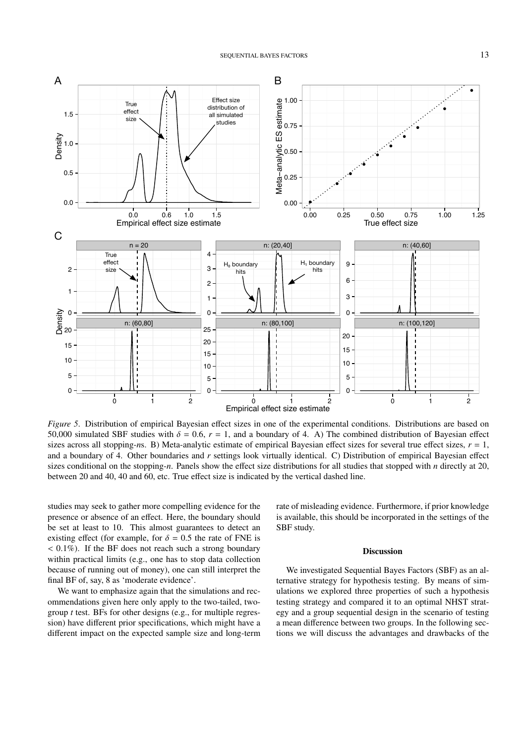*Figure 5*. Distribution of empirical Bayesian effect sizes in one of the experimental conditions. Distributions are based on 50,000 simulated SBF studies with $\delta = 0.6$, $r = 1$, and a boundary of 4. A) The combined distribution of Bayesian effect sizes across all stopping-*n*s. B) Meta-analytic estimate of empirical Bayesian effect sizes for several true effect sizes, $r = 1$, and a boundary of 4. Other boundaries and $r$ settings look virtually identical. C) Distribution of empirical Bayesian effect sizes conditional on the stopping-*n*. Panels show the effect size distributions for all studies that stopped with *n* directly at 20, between 20 and 40, 40 and 60, etc. True effect size is indicated by the vertical dashed line.

studies may seek to gather more compelling evidence for the presence or absence of an effect. Here, the boundary should be set at least to 10. This almost guarantees to detect an existing effect (for example, for $\delta = 0.5$ the rate of FNE is $< 0.1\%$). If the BF does not reach such a strong boundary within practical limits (e.g., one has to stop data collection because of running out of money), one can still interpret the final BF of, say, 8 as 'moderate evidence'.

We want to emphasize again that the simulations and recommendations given here only apply to the two-tailed, two-group *t* test. BFs for other designs (e.g., for multiple regression) have different prior specifications, which might have a different impact on the expected sample size and long-term rate of misleading evidence. Furthermore, if prior knowledge is available, this should be incorporated in the settings of the SBF study.

## Discussion

We investigated Sequential Bayes Factors (SBF) as an alternative strategy for hypothesis testing. By means of simulations we explored three properties of such a hypothesis testing strategy and compared it to an optimal NHST strategy and a group sequential design in the scenario of testing a mean difference between two groups. In the following sections we will discuss the advantages and drawbacks of the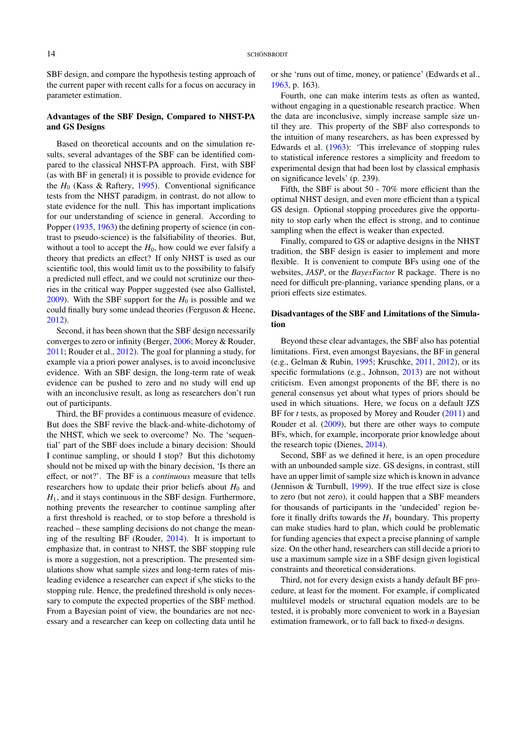SBF design, and compare the hypothesis testing approach of the current paper with recent calls for a focus on accuracy in parameter estimation.

## Advantages of the SBF Design, Compared to NHST-PA and GS Designs

Based on theoretical accounts and on the simulation results, several advantages of the SBF can be identified compared to the classical NHST-PA approach. First, with SBF (as with BF in general) it is possible to provide evidence for the $H_0$ (Kass & Raftery, 1995). Conventional significance tests from the NHST paradigm, in contrast, do not allow to state evidence for the null. This has important implications for our understanding of science in general. According to Popper (1935, 1963) the defining property of science (in contrast to pseudo-science) is the falsifiability of theories. But, without a tool to accept the $H_0$, how could we ever falsify a theory that predicts an effect? If only NHST is used as our scientific tool, this would limit us to the possibility to falsify a predicted null effect, and we could not scrutinize our theories in the critical way Popper suggested (see also Gallistel, 2009). With the SBF support for the $H_0$ is possible and we could finally bury some undead theories (Ferguson & Heene, 2012).

Second, it has been shown that the SBF design necessarily converges to zero or infinity (Berger, 2006; Morey & Rouder, 2011; Rouder et al., 2012). The goal for planning a study, for example via a priori power analyses, is to avoid inconclusive evidence. With an SBF design, the long-term rate of weak evidence can be pushed to zero and no study will end up with an inconclusive result, as long as researchers don't run out of participants.

Third, the BF provides a continuous measure of evidence. But does the SBF revive the black-and-white-dichotomy of the NHST, which we seek to overcome? No. The 'sequential' part of the SBF does include a binary decision: Should I continue sampling, or should I stop? But this dichotomy should not be mixed up with the binary decision, 'Is there an effect, or not?'. The BF is a *continuous* measure that tells researchers how to update their prior beliefs about $H_0$ and $H_1$, and it stays continuous in the SBF design. Furthermore, nothing prevents the researcher to continue sampling after a first threshold is reached, or to stop before a threshold is reached – these sampling decisions do not change the meaning of the resulting BF (Rouder, 2014). It is important to emphasize that, in contrast to NHST, the SBF stopping rule is more a suggestion, not a prescription. The presented simulations show what sample sizes and long-term rates of misleading evidence a researcher can expect if s/he sticks to the stopping rule. Hence, the predefined threshold is only necessary to compute the expected properties of the SBF method. From a Bayesian point of view, the boundaries are not necessary and a researcher can keep on collecting data until he or she 'runs out of time, money, or patience' (Edwards et al., 1963, p. 163).

Fourth, one can make interim tests as often as wanted, without engaging in a questionable research practice. When the data are inconclusive, simply increase sample size until they are. This property of the SBF also corresponds to the intuition of many researchers, as has been expressed by Edwards et al. (1963): 'This irrelevance of stopping rules to statistical inference restores a simplicity and freedom to experimental design that had been lost by classical emphasis on significance levels' (p. 239).

Fifth, the SBF is about 50 - 70% more efficient than the optimal NHST design, and even more efficient than a typical GS design. Optional stopping procedures give the opportunity to stop early when the effect is strong, and to continue sampling when the effect is weaker than expected.

Finally, compared to GS or adaptive designs in the NHST tradition, the SBF design is easier to implement and more flexible. It is convenient to compute BFs using one of the websites, *JASP*, or the *BayesFactor* R package. There is no need for difficult pre-planning, variance spending plans, or a priori effects size estimates.

## Disadvantages of the SBF and Limitations of the Simulation

Beyond these clear advantages, the SBF also has potential limitations. First, even amongst Bayesians, the BF in general (e.g., Gelman & Rubin, 1995; Kruschke, 2011, 2012), or its specific formulations (e.g., Johnson, 2013) are not without criticism. Even amongst proponents of the BF, there is no general consensus yet about what types of priors should be used in which situations. Here, we focus on a default JZS BF for $t$ tests, as proposed by Morey and Rouder (2011) and Rouder et al. (2009), but there are other ways to compute BFs, which, for example, incorporate prior knowledge about the research topic (Dienes, 2014).

Second, SBF as we defined it here, is an open procedure with an unbounded sample size. GS designs, in contrast, still have an upper limit of sample size which is known in advance (Jennison & Turnbull, 1999). If the true effect size is close to zero (but not zero), it could happen that a SBF meanders for thousands of participants in the 'undecided' region before it finally drifts towards the $H_1$ boundary. This property can make studies hard to plan, which could be problematic for funding agencies that expect a precise planning of sample size. On the other hand, researchers can still decide a priori to use a maximum sample size in a SBF design given logistical constraints and theoretical considerations.

Third, not for every design exists a handy default BF procedure, at least for the moment. For example, if complicated multilevel models or structural equation models are to be tested, it is probably more convenient to work in a Bayesian estimation framework, or to fall back to fixed-$n$ designs.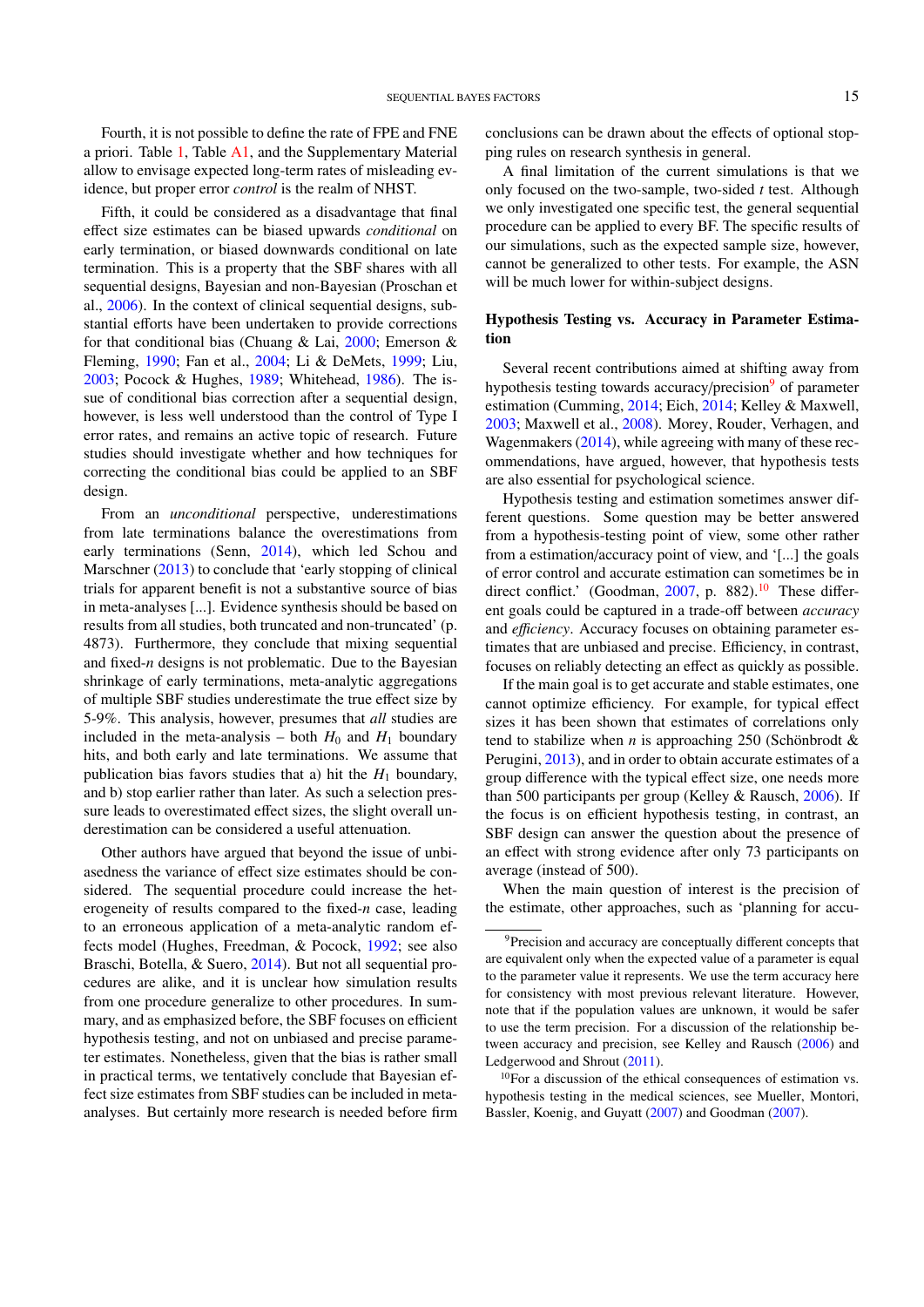Fourth, it is not possible to define the rate of FPE and FNE a priori. Table 1, Table A1, and the Supplementary Material allow to envisage expected long-term rates of misleading evidence, but proper error *control* is the realm of NHST.

Fifth, it could be considered as a disadvantage that final effect size estimates can be biased upwards *conditional* on early termination, or biased downwards conditional on late termination. This is a property that the SBF shares with all sequential designs, Bayesian and non-Bayesian (Proschan et al., 2006). In the context of clinical sequential designs, substantial efforts have been undertaken to provide corrections for that conditional bias (Chuang & Lai, 2000; Emerson & Fleming, 1990; Fan et al., 2004; Li & DeMets, 1999; Liu, 2003; Pocock & Hughes, 1989; Whitehead, 1986). The issue of conditional bias correction after a sequential design, however, is less well understood than the control of Type I error rates, and remains an active topic of research. Future studies should investigate whether and how techniques for correcting the conditional bias could be applied to an SBF design.

From an *unconditional* perspective, underestimations from late terminations balance the overestimations from early terminations (Senn, 2014), which led Schou and Marschner (2013) to conclude that 'early stopping of clinical trials for apparent benefit is not a substantive source of bias in meta-analyses [...]. Evidence synthesis should be based on results from all studies, both truncated and non-truncated' (p. 4873). Furthermore, they conclude that mixing sequential and fixed-*n* designs is not problematic. Due to the Bayesian shrinkage of early terminations, meta-analytic aggregations of multiple SBF studies underestimate the true effect size by 5-9%. This analysis, however, presumes that *all* studies are included in the meta-analysis – both $H_0$ and $H_1$ boundary hits, and both early and late terminations. We assume that publication bias favors studies that a) hit the $H_1$ boundary, and b) stop earlier rather than later. As such a selection pressure leads to overestimated effect sizes, the slight overall underestimation can be considered a useful attenuation.

Other authors have argued that beyond the issue of unbiasedness the variance of effect size estimates should be considered. The sequential procedure could increase the heterogeneity of results compared to the fixed-*n* case, leading to an erroneous application of a meta-analytic random effects model (Hughes, Freedman, & Pocock, 1992; see also Braschi, Botella, & Suero, 2014). But not all sequential procedures are alike, and it is unclear how simulation results from one procedure generalize to other procedures. In summary, and as emphasized before, the SBF focuses on efficient hypothesis testing, and not on unbiased and precise parameter estimates. Nonetheless, given that the bias is rather small in practical terms, we tentatively conclude that Bayesian effect size estimates from SBF studies can be included in meta-analyses. But certainly more research is needed before firm conclusions can be drawn about the effects of optional stopping rules on research synthesis in general.

A final limitation of the current simulations is that we only focused on the two-sample, two-sided *t* test. Although we only investigated one specific test, the general sequential procedure can be applied to every BF. The specific results of our simulations, such as the expected sample size, however, cannot be generalized to other tests. For example, the ASN will be much lower for within-subject designs.

## Hypothesis Testing vs. Accuracy in Parameter Estimation

Several recent contributions aimed at shifting away from hypothesis testing towards accuracy/precision[9] of parameter estimation (Cumming, 2014; Eich, 2014; Kelley & Maxwell, 2003; Maxwell et al., 2008). Morey, Rouder, Verhagen, and Wagenmakers (2014), while agreeing with many of these recommendations, have argued, however, that hypothesis tests are also essential for psychological science.

Hypothesis testing and estimation sometimes answer different questions. Some question may be better answered from a hypothesis-testing point of view, some other rather from a estimation/accuracy point of view, and '[...] the goals of error control and accurate estimation can sometimes be in direct conflict.' (Goodman, 2007, p. 882).[10] These different goals could be captured in a trade-off between *accuracy* and *efficiency*. Accuracy focuses on obtaining parameter estimates that are unbiased and precise. Efficiency, in contrast, focuses on reliably detecting an effect as quickly as possible.

If the main goal is to get accurate and stable estimates, one cannot optimize efficiency. For example, for typical effect sizes it has been shown that estimates of correlations only tend to stabilize when *n* is approaching 250 (Schönbrodt & Perugini, 2013), and in order to obtain accurate estimates of a group difference with the typical effect size, one needs more than 500 participants per group (Kelley & Rausch, 2006). If the focus is on efficient hypothesis testing, in contrast, an SBF design can answer the question about the presence of an effect with strong evidence after only 73 participants on average (instead of 500).

When the main question of interest is the precision of the estimate, other approaches, such as 'planning for accu-

[9] Precision and accuracy are conceptually different concepts that are equivalent only when the expected value of a parameter is equal to the parameter value it represents. We use the term accuracy here for consistency with most previous relevant literature. However, note that if the population values are unknown, it would be safer to use the term precision. For a discussion of the relationship between accuracy and precision, see Kelley and Rausch (2006) and Ledgerwood and Shrout (2011).

[10] For a discussion of the ethical consequences of estimation vs. hypothesis testing in the medical sciences, see Mueller, Montori, Bassler, Koenig, and Guyatt (2007) and Goodman (2007).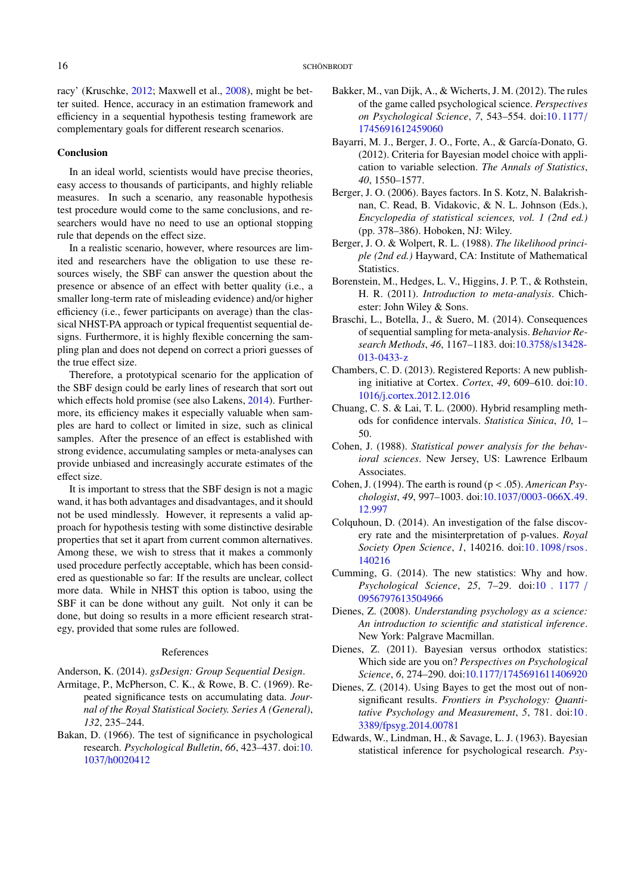racy' (Kruschke, 2012; Maxwell et al., 2008), might be better suited. Hence, accuracy in an estimation framework and efficiency in a sequential hypothesis testing framework are complementary goals for different research scenarios.

### Conclusion

In an ideal world, scientists would have precise theories, easy access to thousands of participants, and highly reliable measures. In such a scenario, any reasonable hypothesis test procedure would come to the same conclusions, and researchers would have no need to use an optional stopping rule that depends on the effect size.

In a realistic scenario, however, where resources are limited and researchers have the obligation to use these resources wisely, the SBF can answer the question about the presence or absence of an effect with better quality (i.e., a smaller long-term rate of misleading evidence) and/or higher efficiency (i.e., fewer participants on average) than the classical NHST-PA approach or typical frequentist sequential designs. Furthermore, it is highly flexible concerning the sampling plan and does not depend on correct a priori guesses of the true effect size.

Therefore, a prototypical scenario for the application of the SBF design could be early lines of research that sort out which effects hold promise (see also Lakens, 2014). Furthermore, its efficiency makes it especially valuable when samples are hard to collect or limited in size, such as clinical samples. After the presence of an effect is established with strong evidence, accumulating samples or meta-analyses can provide unbiased and increasingly accurate estimates of the effect size.

It is important to stress that the SBF design is not a magic wand, it has both advantages and disadvantages, and it should not be used mindlessly. However, it represents a valid approach for hypothesis testing with some distinctive desirable properties that set it apart from current common alternatives. Among these, we wish to stress that it makes a commonly used procedure perfectly acceptable, which has been considered as questionable so far: If the results are unclear, collect more data. While in NHST this option is taboo, using the SBF it can be done without any guilt. Not only it can be done, but doing so results in a more efficient research strategy, provided that some rules are followed.

### References

Anderson, K. (2014). *gsDesign: Group Sequential Design*.

Armitage, P., McPherson, C. K., & Rowe, B. C. (1969). Repeated significance tests on accumulating data. *Journal of the Royal Statistical Society. Series A (General)*, *132*, 235–244.

Bakan, D. (1966). The test of significance in psychological research. *Psychological Bulletin*, *66*, 423–437. doi:10.1037/h0020412

Bakker, M., van Dijk, A., & Wicherts, J. M. (2012). The rules of the game called psychological science. *Perspectives on Psychological Science*, *7*, 543–554. doi:10.1177/1745691612459060

Bayarri, M. J., Berger, J. O., Forte, A., & García-Donato, G. (2012). Criteria for Bayesian model choice with application to variable selection. *The Annals of Statistics*, *40*, 1550–1577.

Berger, J. O. (2006). Bayes factors. In S. Kotz, N. Balakrishnan, C. Read, B. Vidakovic, & N. L. Johnson (Eds.), *Encyclopedia of statistical sciences, vol. 1 (2nd ed.)* (pp. 378–386). Hoboken, NJ: Wiley.

Berger, J. O. & Wolpert, R. L. (1988). *The likelihood principle (2nd ed.)* Hayward, CA: Institute of Mathematical Statistics.

Borenstein, M., Hedges, L. V., Higgins, J. P. T., & Rothstein, H. R. (2011). *Introduction to meta-analysis*. Chichester: John Wiley & Sons.

Braschi, L., Botella, J., & Suero, M. (2014). Consequences of sequential sampling for meta-analysis. *Behavior Research Methods*, *46*, 1167–1183. doi:10.3758/s13428-013-0433-z

Chambers, C. D. (2013). Registered Reports: A new publishing initiative at Cortex. *Cortex*, *49*, 609–610. doi:10.1016/j.cortex.2012.12.016

Chuang, C. S. & Lai, T. L. (2000). Hybrid resampling methods for confidence intervals. *Statistica Sinica*, *10*, 1–50.

Cohen, J. (1988). *Statistical power analysis for the behavioral sciences*. New Jersey, US: Lawrence Erlbaum Associates.

Cohen, J. (1994). The earth is round (p < .05). *American Psychologist*, *49*, 997–1003. doi:10.1037/0003-066X.49.12.997

Colquhoun, D. (2014). An investigation of the false discovery rate and the misinterpretation of p-values. *Royal Society Open Science*, *1*, 140216. doi:10.1098/rsos.140216

Cumming, G. (2014). The new statistics: Why and how. *Psychological Science*, *25*, 7–29. doi:10.1177/0956797613504966

Dienes, Z. (2008). *Understanding psychology as a science: An introduction to scientific and statistical inference*. New York: Palgrave Macmillan.

Dienes, Z. (2011). Bayesian versus orthodox statistics: Which side are you on? *Perspectives on Psychological Science*, *6*, 274–290. doi:10.1177/1745691611406920

Dienes, Z. (2014). Using Bayes to get the most out of non-significant results. *Frontiers in Psychology: Quantitative Psychology and Measurement*, *5*, 781. doi:10.3389/fpsyg.2014.00781

Edwards, W., Lindman, H., & Savage, L. J. (1963). Bayesian statistical inference for psychological research. *Psy-*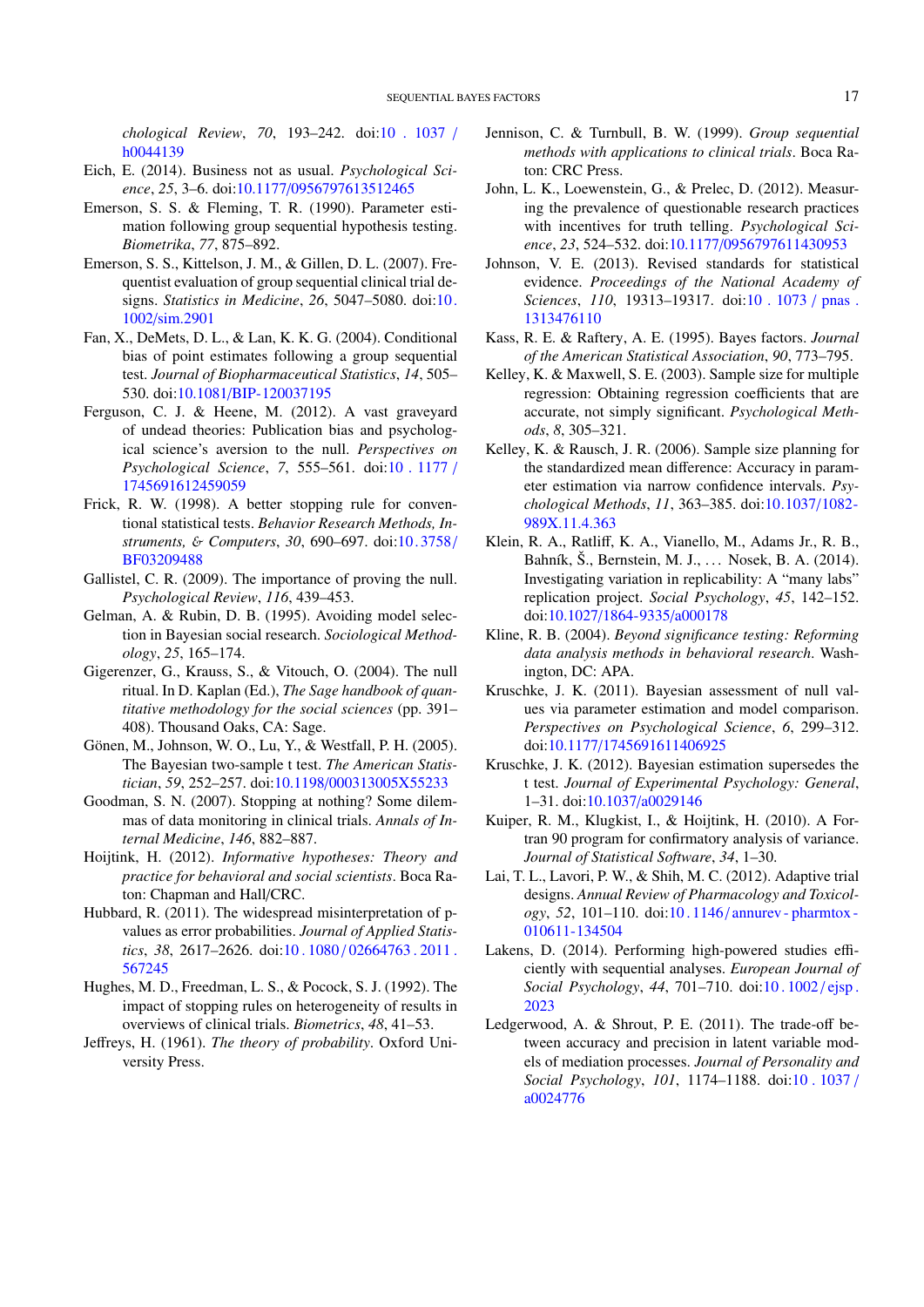*chological Review*, *70*, 193–242. doi:10.1037/h0044139

Eich, E. (2014). Business not as usual. *Psychological Science*, *25*, 3–6. doi:10.1177/0956797613512465

Emerson, S. S. & Fleming, T. R. (1990). Parameter estimation following group sequential hypothesis testing. *Biometrika*, *77*, 875–892.

Emerson, S. S., Kittelson, J. M., & Gillen, D. L. (2007). Frequentist evaluation of group sequential clinical trial designs. *Statistics in Medicine*, *26*, 5047–5080. doi:10.1002/sim.2901

Fan, X., DeMets, D. L., & Lan, K. K. G. (2004). Conditional bias of point estimates following a group sequential test. *Journal of Biopharmaceutical Statistics*, *14*, 505–530. doi:10.1081/BIP-120037195

Ferguson, C. J. & Heene, M. (2012). A vast graveyard of undead theories: Publication bias and psychological science's aversion to the null. *Perspectives on Psychological Science*, *7*, 555–561. doi:10.1177/1745691612459059

Frick, R. W. (1998). A better stopping rule for conventional statistical tests. *Behavior Research Methods, Instruments, & Computers*, *30*, 690–697. doi:10.3758/BF03209488

Gallistel, C. R. (2009). The importance of proving the null. *Psychological Review*, *116*, 439–453.

Gelman, A. & Rubin, D. B. (1995). Avoiding model selection in Bayesian social research. *Sociological Methodology*, *25*, 165–174.

Gigerenzer, G., Krauss, S., & Vitouch, O. (2004). The null ritual. In D. Kaplan (Ed.), *The Sage handbook of quantitative methodology for the social sciences* (pp. 391–408). Thousand Oaks, CA: Sage.

Gönen, M., Johnson, W. O., Lu, Y., & Westfall, P. H. (2005). The Bayesian two-sample t test. *The American Statistician*, *59*, 252–257. doi:10.1198/000313005X55233

Goodman, S. N. (2007). Stopping at nothing? Some dilemmas of data monitoring in clinical trials. *Annals of Internal Medicine*, *146*, 882–887.

Hoijtink, H. (2012). *Informative hypotheses: Theory and practice for behavioral and social scientists*. Boca Raton: Chapman and Hall/CRC.

Hubbard, R. (2011). The widespread misinterpretation of p-values as error probabilities. *Journal of Applied Statistics*, *38*, 2617–2626. doi:10.1080/02664763.2011.567245

Hughes, M. D., Freedman, L. S., & Pocock, S. J. (1992). The impact of stopping rules on heterogeneity of results in overviews of clinical trials. *Biometrics*, *48*, 41–53.

Jeffreys, H. (1961). *The theory of probability*. Oxford University Press.

Jennison, C. & Turnbull, B. W. (1999). *Group sequential methods with applications to clinical trials*. Boca Raton: CRC Press.

John, L. K., Loewenstein, G., & Prelec, D. (2012). Measuring the prevalence of questionable research practices with incentives for truth telling. *Psychological Science*, *23*, 524–532. doi:10.1177/0956797611430953

Johnson, V. E. (2013). Revised standards for statistical evidence. *Proceedings of the National Academy of Sciences*, *110*, 19313–19317. doi:10.1073/pnas.1313476110

Kass, R. E. & Raftery, A. E. (1995). Bayes factors. *Journal of the American Statistical Association*, *90*, 773–795.

Kelley, K. & Maxwell, S. E. (2003). Sample size for multiple regression: Obtaining regression coefficients that are accurate, not simply significant. *Psychological Methods*, *8*, 305–321.

Kelley, K. & Rausch, J. R. (2006). Sample size planning for the standardized mean difference: Accuracy in parameter estimation via narrow confidence intervals. *Psychological Methods*, *11*, 363–385. doi:10.1037/1082-989X.11.4.363

Klein, R. A., Ratliff, K. A., Vianello, M., Adams Jr., R. B., Bahník, Š., Bernstein, M. J., . . . Nosek, B. A. (2014). Investigating variation in replicability: A "many labs" replication project. *Social Psychology*, *45*, 142–152. doi:10.1027/1864-9335/a000178

Kline, R. B. (2004). *Beyond significance testing: Reforming data analysis methods in behavioral research*. Washington, DC: APA.

Kruschke, J. K. (2011). Bayesian assessment of null values via parameter estimation and model comparison. *Perspectives on Psychological Science*, *6*, 299–312. doi:10.1177/1745691611406925

Kruschke, J. K. (2012). Bayesian estimation supersedes the t test. *Journal of Experimental Psychology: General*, 1–31. doi:10.1037/a0029146

Kuiper, R. M., Klugkist, I., & Hoijtink, H. (2010). A Fortran 90 program for confirmatory analysis of variance. *Journal of Statistical Software*, *34*, 1–30.

Lai, T. L., Lavori, P. W., & Shih, M. C. (2012). Adaptive trial designs. *Annual Review of Pharmacology and Toxicology*, *52*, 101–110. doi:10.1146/annurev-pharmtox-010611-134504

Lakens, D. (2014). Performing high-powered studies efficiently with sequential analyses. *European Journal of Social Psychology*, *44*, 701–710. doi:10.1002/ejsp.2023

Ledgerwood, A. & Shrout, P. E. (2011). The trade-off between accuracy and precision in latent variable models of mediation processes. *Journal of Personality and Social Psychology*, *101*, 1174–1188. doi:10.1037/a0024776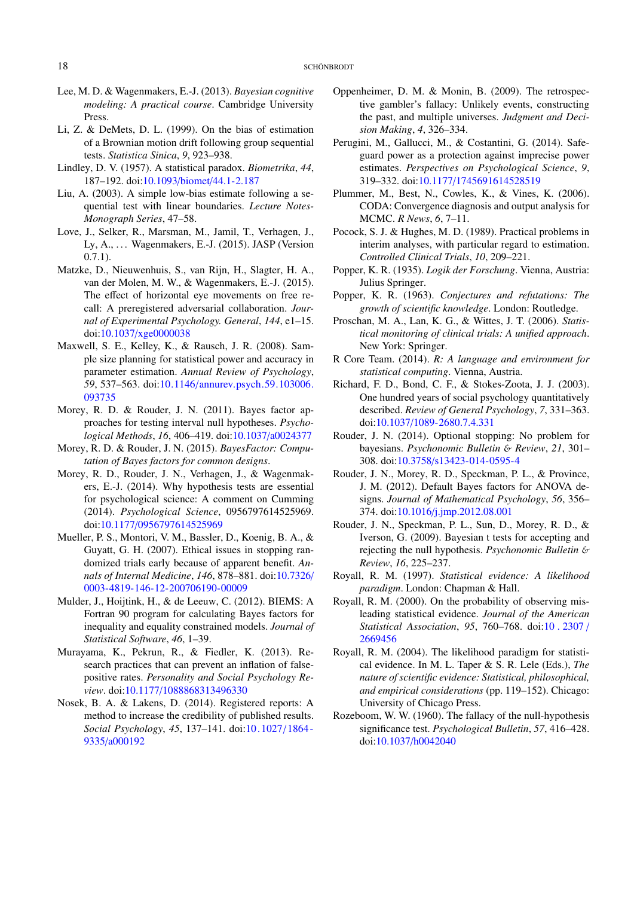Lee, M. D. & Wagenmakers, E.-J. (2013). *Bayesian cognitive modeling: A practical course*. Cambridge University Press.

Li, Z. & DeMets, D. L. (1999). On the bias of estimation of a Brownian motion drift following group sequential tests. *Statistica Sinica*, *9*, 923–938.

Lindley, D. V. (1957). A statistical paradox. *Biometrika*, *44*, 187–192. doi:10.1093/biomet/44.1-2.187

Liu, A. (2003). A simple low-bias estimate following a sequential test with linear boundaries. *Lecture Notes-Monograph Series*, 47–58.

Love, J., Selker, R., Marsman, M., Jamil, T., Verhagen, J., Ly, A., … Wagenmakers, E.-J. (2015). JASP (Version 0.7.1).

Matzke, D., Nieuwenhuis, S., van Rijn, H., Slagter, H. A., van der Molen, M. W., & Wagenmakers, E.-J. (2015). The effect of horizontal eye movements on free recall: A preregistered adversarial collaboration. *Journal of Experimental Psychology. General*, *144*, e1–15. doi:10.1037/xge0000038

Maxwell, S. E., Kelley, K., & Rausch, J. R. (2008). Sample size planning for statistical power and accuracy in parameter estimation. *Annual Review of Psychology*, *59*, 537–563. doi:10.1146/annurev.psych.59.103006.093735

Morey, R. D. & Rouder, J. N. (2011). Bayes factor approaches for testing interval null hypotheses. *Psychological Methods*, *16*, 406–419. doi:10.1037/a0024377

Morey, R. D. & Rouder, J. N. (2015). *BayesFactor: Computation of Bayes factors for common designs*.

Morey, R. D., Rouder, J. N., Verhagen, J., & Wagenmakers, E.-J. (2014). Why hypothesis tests are essential for psychological science: A comment on Cumming (2014). *Psychological Science*, 0956797614525969. doi:10.1177/0956797614525969

Mueller, P. S., Montori, V. M., Bassler, D., Koenig, B. A., & Guyatt, G. H. (2007). Ethical issues in stopping randomized trials early because of apparent benefit. *Annals of Internal Medicine*, *146*, 878–881. doi:10.7326/0003-4819-146-12-200706190-00009

Mulder, J., Hoijtink, H., & de Leeuw, C. (2012). BIEMS: A Fortran 90 program for calculating Bayes factors for inequality and equality constrained models. *Journal of Statistical Software*, *46*, 1–39.

Murayama, K., Pekrun, R., & Fiedler, K. (2013). Research practices that can prevent an inflation of false-positive rates. *Personality and Social Psychology Review*. doi:10.1177/1088868313496330

Nosek, B. A. & Lakens, D. (2014). Registered reports: A method to increase the credibility of published results. *Social Psychology*, *45*, 137–141. doi:10.1027/1864-9335/a000192

Oppenheimer, D. M. & Monin, B. (2009). The retrospective gambler's fallacy: Unlikely events, constructing the past, and multiple universes. *Judgment and Decision Making*, *4*, 326–334.

Perugini, M., Gallucci, M., & Costantini, G. (2014). Safeguard power as a protection against imprecise power estimates. *Perspectives on Psychological Science*, *9*, 319–332. doi:10.1177/1745691614528519

Plummer, M., Best, N., Cowles, K., & Vines, K. (2006). CODA: Convergence diagnosis and output analysis for MCMC. *R News*, *6*, 7–11.

Pocock, S. J. & Hughes, M. D. (1989). Practical problems in interim analyses, with particular regard to estimation. *Controlled Clinical Trials*, *10*, 209–221.

Popper, K. R. (1935). *Logik der Forschung*. Vienna, Austria: Julius Springer.

Popper, K. R. (1963). *Conjectures and refutations: The growth of scientific knowledge*. London: Routledge.

Proschan, M. A., Lan, K. G., & Wittes, J. T. (2006). *Statistical monitoring of clinical trials: A unified approach*. New York: Springer.

R Core Team. (2014). *R: A language and environment for statistical computing*. Vienna, Austria.

Richard, F. D., Bond, C. F., & Stokes-Zoota, J. J. (2003). One hundred years of social psychology quantitatively described. *Review of General Psychology*, *7*, 331–363. doi:10.1037/1089-2680.7.4.331

Rouder, J. N. (2014). Optional stopping: No problem for bayesians. *Psychonomic Bulletin & Review*, *21*, 301–308. doi:10.3758/s13423-014-0595-4

Rouder, J. N., Morey, R. D., Speckman, P. L., & Province, J. M. (2012). Default Bayes factors for ANOVA designs. *Journal of Mathematical Psychology*, *56*, 356–374. doi:10.1016/j.jmp.2012.08.001

Rouder, J. N., Speckman, P. L., Sun, D., Morey, R. D., & Iverson, G. (2009). Bayesian t tests for accepting and rejecting the null hypothesis. *Psychonomic Bulletin & Review*, *16*, 225–237.

Royall, R. M. (1997). *Statistical evidence: A likelihood paradigm*. London: Chapman & Hall.

Royall, R. M. (2000). On the probability of observing misleading statistical evidence. *Journal of the American Statistical Association*, *95*, 760–768. doi:10.2307/2669456

Royall, R. M. (2004). The likelihood paradigm for statistical evidence. In M. L. Taper & S. R. Lele (Eds.), *The nature of scientific evidence: Statistical, philosophical, and empirical considerations* (pp. 119–152). Chicago: University of Chicago Press.

Rozeboom, W. W. (1960). The fallacy of the null-hypothesis significance test. *Psychological Bulletin*, *57*, 416–428. doi:10.1037/h0042040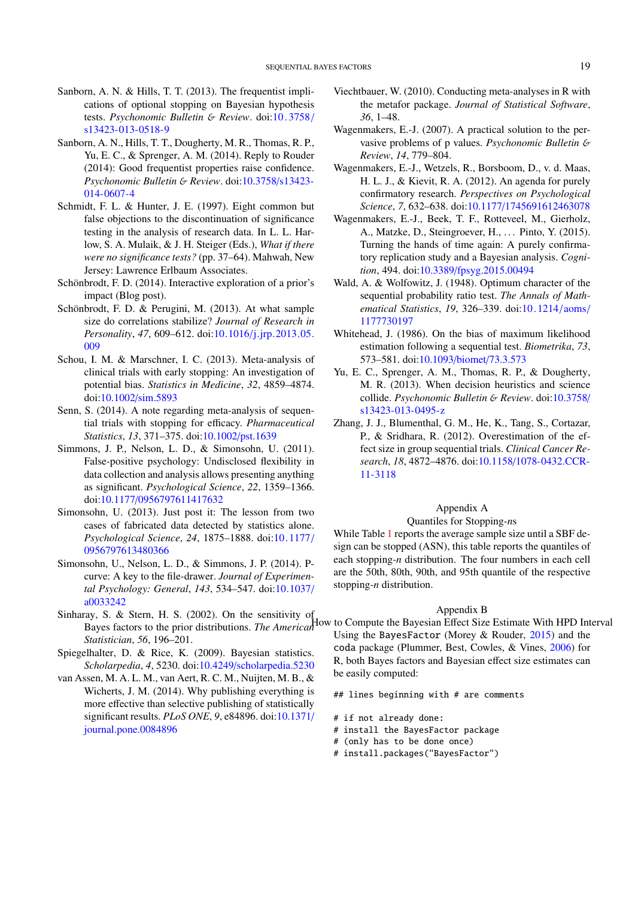Sanborn, A. N. & Hills, T. T. (2013). The frequentist implications of optional stopping on Bayesian hypothesis tests. *Psychonomic Bulletin & Review*. doi:10.3758/s13423-013-0518-9

Sanborn, A. N., Hills, T. T., Dougherty, M. R., Thomas, R. P., Yu, E. C., & Sprenger, A. M. (2014). Reply to Rouder (2014): Good frequentist properties raise confidence. *Psychonomic Bulletin & Review*. doi:10.3758/s13423-014-0607-4

Schmidt, F. L. & Hunter, J. E. (1997). Eight common but false objections to the discontinuation of significance testing in the analysis of research data. In L. L. Harlow, S. A. Mulaik, & J. H. Steiger (Eds.), *What if there were no significance tests?* (pp. 37–64). Mahwah, New Jersey: Lawrence Erlbaum Associates.

Schönbrodt, F. D. (2014). Interactive exploration of a prior's impact (Blog post).

Schönbrodt, F. D. & Perugini, M. (2013). At what sample size do correlations stabilize? *Journal of Research in Personality*, *47*, 609–612. doi:10.1016/j.jrp.2013.05.009

Schou, I. M. & Marschner, I. C. (2013). Meta-analysis of clinical trials with early stopping: An investigation of potential bias. *Statistics in Medicine*, *32*, 4859–4874. doi:10.1002/sim.5893

Senn, S. (2014). A note regarding meta-analysis of sequential trials with stopping for efficacy. *Pharmaceutical Statistics*, *13*, 371–375. doi:10.1002/pst.1639

Simmons, J. P., Nelson, L. D., & Simonsohn, U. (2011). False-positive psychology: Undisclosed flexibility in data collection and analysis allows presenting anything as significant. *Psychological Science*, *22*, 1359–1366. doi:10.1177/0956797611417632

Simonsohn, U. (2013). Just post it: The lesson from two cases of fabricated data detected by statistics alone. *Psychological Science*, *24*, 1875–1888. doi:10.1177/0956797613480366

Simonsohn, U., Nelson, L. D., & Simmons, J. P. (2014). P-curve: A key to the file-drawer. *Journal of Experimental Psychology: General*, *143*, 534–547. doi:10.1037/a0033242

Sinharay, S. & Stern, H. S. (2002). On the sensitivity of Bayes factors to the prior distributions. *The American Statistician*, *56*, 196–201.

Spiegelhalter, D. & Rice, K. (2009). Bayesian statistics. *Scholarpedia*, *4*, 5230. doi:10.4249/scholarpedia.5230

van Assen, M. A. L. M., van Aert, R. C. M., Nuijten, M. B., & Wicherts, J. M. (2014). Why publishing everything is more effective than selective publishing of statistically significant results. *PLoS ONE*, *9*, e84896. doi:10.1371/journal.pone.0084896

Viechtbauer, W. (2010). Conducting meta-analyses in R with the metafor package. *Journal of Statistical Software*, *36*, 1–48.

Wagenmakers, E.-J. (2007). A practical solution to the pervasive problems of p values. *Psychonomic Bulletin & Review*, *14*, 779–804.

Wagenmakers, E.-J., Wetzels, R., Borsboom, D., v. d. Maas, H. L. J., & Kievit, R. A. (2012). An agenda for purely confirmatory research. *Perspectives on Psychological Science*, *7*, 632–638. doi:10.1177/1745691612463078

Wagenmakers, E.-J., Beek, T. F., Rotteveel, M., Gierholz, A., Matzke, D., Steingroever, H., ... Pinto, Y. (2015). Turning the hands of time again: A purely confirmatory replication study and a Bayesian analysis. *Cognition*, 494. doi:10.3389/fpsyg.2015.00494

Wald, A. & Wolfowitz, J. (1948). Optimum character of the sequential probability ratio test. *The Annals of Mathematical Statistics*, *19*, 326–339. doi:10.1214/aoms/1177730197

Whitehead, J. (1986). On the bias of maximum likelihood estimation following a sequential test. *Biometrika*, *73*, 573–581. doi:10.1093/biomet/73.3.573

Yu, E. C., Sprenger, A. M., Thomas, R. P., & Dougherty, M. R. (2013). When decision heuristics and science collide. *Psychonomic Bulletin & Review*. doi:10.3758/s13423-013-0495-z

Zhang, J. J., Blumenthal, G. M., He, K., Tang, S., Cortazar, P., & Sridhara, R. (2012). Overestimation of the effect size in group sequential trials. *Clinical Cancer Research*, *18*, 4872–4876. doi:10.1158/1078-0432.CCR-11-3118

## Appendix A
### Quantiles for Stopping-*n*s

While Table 1 reports the average sample size until a SBF design can be stopped (ASN), this table reports the quantiles of each stopping-*n* distribution. The four numbers in each cell are the 50th, 80th, 90th, and 95th quantile of the respective stopping-*n* distribution.

## Appendix B
### How to Compute the Bayesian Effect Size Estimate With HPD Interval

Using the `BayesFactor` (Morey & Rouder, 2015) and the `coda` package (Plummer, Best, Cowles, & Vines, 2006) for R, both Bayes factors and Bayesian effect size estimates can be easily computed:

```
## lines beginning with # are comments

# if not already done:
# install the BayesFactor package
# (only has to be done once)
# install.packages("BayesFactor")
```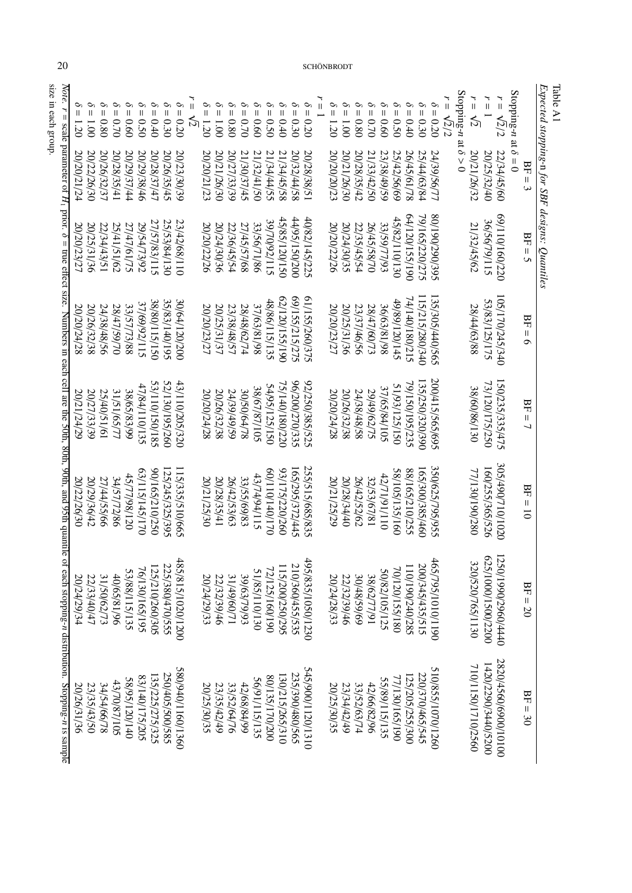Table A1

*Expected stopping-n for SBF designs: Quantiles*

| | BF = 3 | BF = 5 | BF = 6 | BF = 7 | BF = 10 | BF = 20 | BF = 30 |
|---|---|---|---|---|---|---|---|
| Stopping-*n* at $\delta = 0$ | | | | | | | |
| $r = \sqrt{2}/2$ | 22/34/45/60 | 69/110/160/220 | 105/170/245/340 | 150/235/335/475 | 305/490/710/1020 | 1250/1990/2960/4440 | 2820/4560/6900/10100 |
| $r = 1$ | 20/25/32/40 | 36/56/79/115 | 53/83/125/175 | 73/120/175/250 | 160/255/365/526 | 625/1000/1500/2200 | 1420/2290/3440/5200 |
| $r = \sqrt{2}$ | 20/21/26/32 | 21/32/45/62 | 28/44/63/88 | 38/60/86/130 | 77/130/190/280 | 320/520/765/1130 | 710/1150/1710/2560 |
| Stopping-*n* at $\delta > 0$ | | | | | | | |
| $r = \sqrt{2}/2$ | | | | | | | |
| $\delta = 0.20$ | 24/39/56/77 | 80/190/290/395 | 135/305/440/565 | 200/415/565/695 | 350/625/795/955 | 465/795/1010/1190 | 510/855/1070/1260 |
| $\delta = 0.30$ | 25/44/63/84 | 79/165/220/275 | 115/215/280/340 | 135/250/320/390 | 165/300/385/460 | 200/345/435/515 | 220/370/465/545 |
| $\delta = 0.40$ | 26/45/61/78 | 64/120/155/190 | 74/140/180/215 | 79/150/195/235 | 88/165/210/255 | 110/190/240/285 | 125/205/255/300 |
| $\delta = 0.50$ | 25/42/56/69 | 45/82/110/130 | 49/89/120/145 | 51/93/125/150 | 58/105/135/160 | 70/120/155/180 | 77/130/165/190 |
| $\delta = 0.60$ | 23/38/49/59 | 33/59/77/93 | 36/63/81/98 | 37/65/84/105 | 42/71/91/110 | 50/82/105/125 | 55/89/115/135 |
| $\delta = 0.70$ | 21/33/42/50 | 26/45/58/70 | 28/47/60/73 | 29/49/62/75 | 32/53/67/81 | 38/62/77/91 | 42/66/82/96 |
| $\delta = 0.80$ | 20/28/35/42 | 22/35/45/54 | 23/37/46/56 | 24/38/48/58 | 26/42/52/62 | 30/48/59/69 | 33/52/63/74 |
| $\delta = 1.00$ | 20/21/26/30 | 20/24/30/35 | 20/25/31/36 | 20/26/32/38 | 20/28/34/40 | 22/32/39/46 | 23/34/42/49 |
| $\delta = 1.20$ | 20/20/20/23 | 20/20/22/26 | 20/20/23/27 | 20/20/24/28 | 20/21/25/29 | 20/24/28/33 | 20/25/30/35 |
| $r = 1$ | | | | | | | |
| $\delta = 0.20$ | 20/28/38/51 | 40/82/145/225 | 61/155/260/375 | 92/250/385/525 | 255/515/685/835 | 495/835/1050/1230 | 545/900/1120/1310 |
| $\delta = 0.30$ | 20/32/44/58 | 44/95/150/200 | 69/155/215/275 | 96/200/270/335 | 165/295/372/445 | 210/360/455/535 | 235/390/480/565 |
| $\delta = 0.40$ | 21/34/45/58 | 45/85/120/150 | 62/120/155/185 | 75/140/180/220 | 93/175/220/260 | 115/200/250/295 | 130/215/265/310 |
| $\delta = 0.50$ | 21/34/44/55 | 39/70/92/115 | 48/86/115/135 | 54/95/125/150 | 60/110/140/170 | 72/125/160/190 | 80/135/170/200 |
| $\delta = 0.60$ | 21/32/41/50 | 33/56/71/86 | 37/63/81/98 | 38/67/87/105 | 43/74/94/115 | 51/85/110/130 | 56/91/115/135 |
| $\delta = 0.70$ | 21/30/37/45 | 27/45/57/68 | 28/48/62/74 | 30/50/64/78 | 33/55/69/83 | 39/63/79/93 | 42/68/84/99 |
| $\delta = 0.80$ | 20/27/33/39 | 22/36/45/54 | 23/38/48/57 | 24/39/49/59 | 26/42/53/63 | 31/49/60/71 | 33/52/64/76 |
| $\delta = 1.00$ | 20/21/26/30 | 20/24/30/36 | 20/25/31/37 | 20/26/32/38 | 20/28/35/41 | 22/32/39/46 | 23/35/42/49 |
| $\delta = 1.20$ | 20/20/21/23 | 20/20/22/26 | 20/20/23/27 | 20/20/24/28 | 20/21/25/30 | 20/24/29/33 | 20/25/30/35 |
| $r = \sqrt{2}$ | | | | | | | |
| $\delta = 0.20$ | 20/23/30/39 | 23/42/68/110 | 30/64/120/200 | 43/110/205/320 | 115/335/510/665 | 485/815/1020/1200 | 580/940/1160/1360 |
| $\delta = 0.30$ | 20/26/35/45 | 25/53/84/130 | 35/83/140/195 | 52/130/195/260 | 125/245/325/395 | 225/380/470/555 | 250/405/500/585 |
| $\delta = 0.40$ | 20/28/37/47 | 27/57/83/115 | 38/80/115/150 | 53/110/150/185 | 90/165/210/250 | 125/210/260/305 | 135/225/275/325 |
| $\delta = 0.50$ | 20/29/38/46 | 29/54/73/92 | 37/69/92/115 | 47/84/110/135 | 63/115/145/170 | 76/130/165/195 | 83/140/175/205 |
| $\delta = 0.60$ | 20/29/37/44 | 27/47/61/75 | 33/57/73/88 | 38/65/83/99 | 45/77/98/120 | 53/88/115/135 | 58/95/120/140 |
| $\delta = 0.70$ | 20/28/35/41 | 25/41/51/62 | 28/47/59/70 | 31/51/65/77 | 34/57/72/86 | 40/65/81/96 | 43/70/87/105 |
| $\delta = 0.80$ | 20/26/32/37 | 22/34/43/51 | 24/38/48/56 | 25/40/51/61 | 27/44/55/66 | 31/50/62/73 | 34/54/66/78 |
| $\delta = 1.00$ | 20/22/26/30 | 20/25/31/36 | 20/26/32/38 | 20/27/33/39 | 20/29/36/42 | 22/33/40/47 | 23/35/43/50 |
| $\delta = 1.20$ | 20/20/21/24 | 20/20/23/27 | 20/20/24/28 | 20/21/24/29 | 20/22/26/30 | 20/24/29/34 | 20/26/31/36 |

*Note.* $r$ = scale parameter of $H_1$ prior. $\delta$ = true effect size. Numbers in each cell are the 50th, 80th, 90th, and 95th quantile of each stopping-*n* distribution. Stopping-*n* is sample size in each group.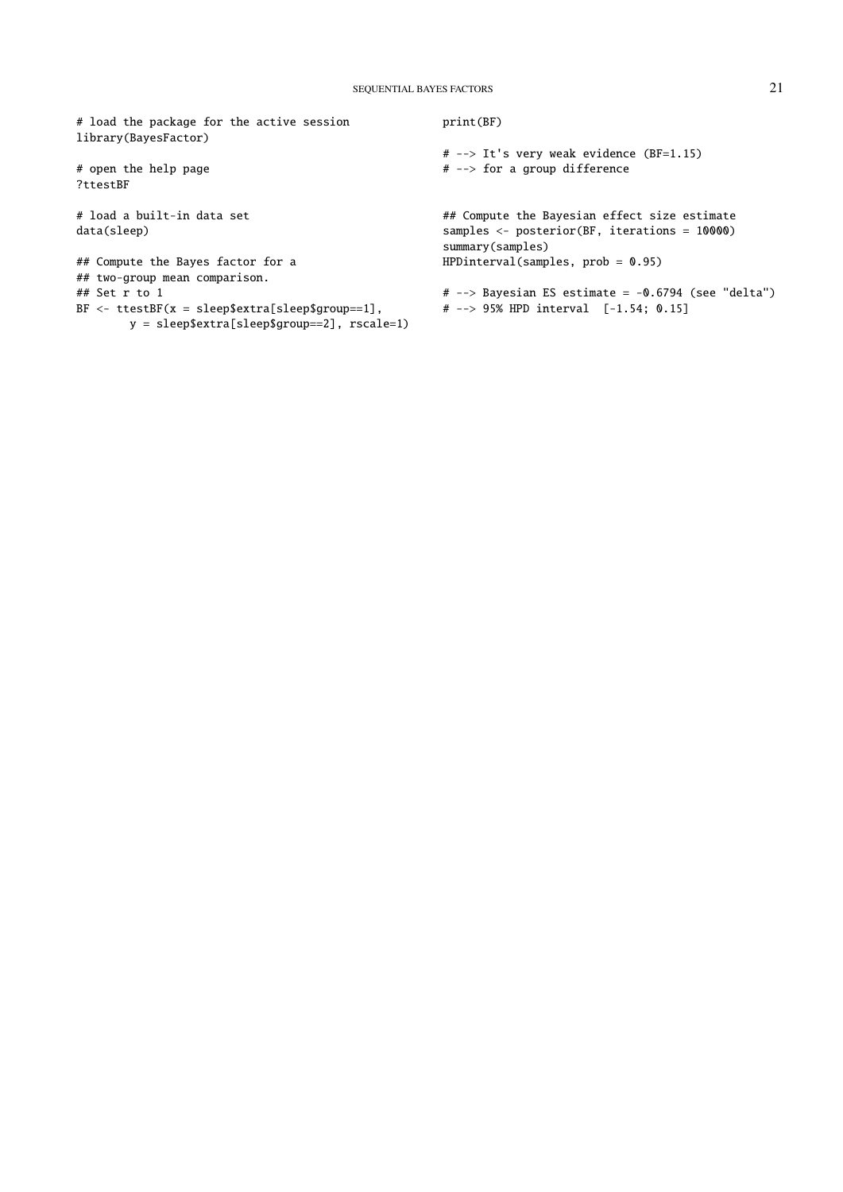```
# load the package for the active session
library(BayesFactor)

# open the help page
?ttestBF

# load a built-in data set
data(sleep)

## Compute the Bayes factor for a
## two-group mean comparison.
## Set r to 1
BF <- ttestBF(x = sleep$extra[sleep$group==1],
        y = sleep$extra[sleep$group==2], rscale=1)
```

```
print(BF)

# --> It's very weak evidence (BF=1.15)
# --> for a group difference


## Compute the Bayesian effect size estimate
samples <- posterior(BF, iterations = 10000)
summary(samples)
HPDinterval(samples, prob = 0.95)

# --> Bayesian ES estimate = -0.6794 (see "delta")
# --> 95% HPD interval  [-1.54; 0.15]
```